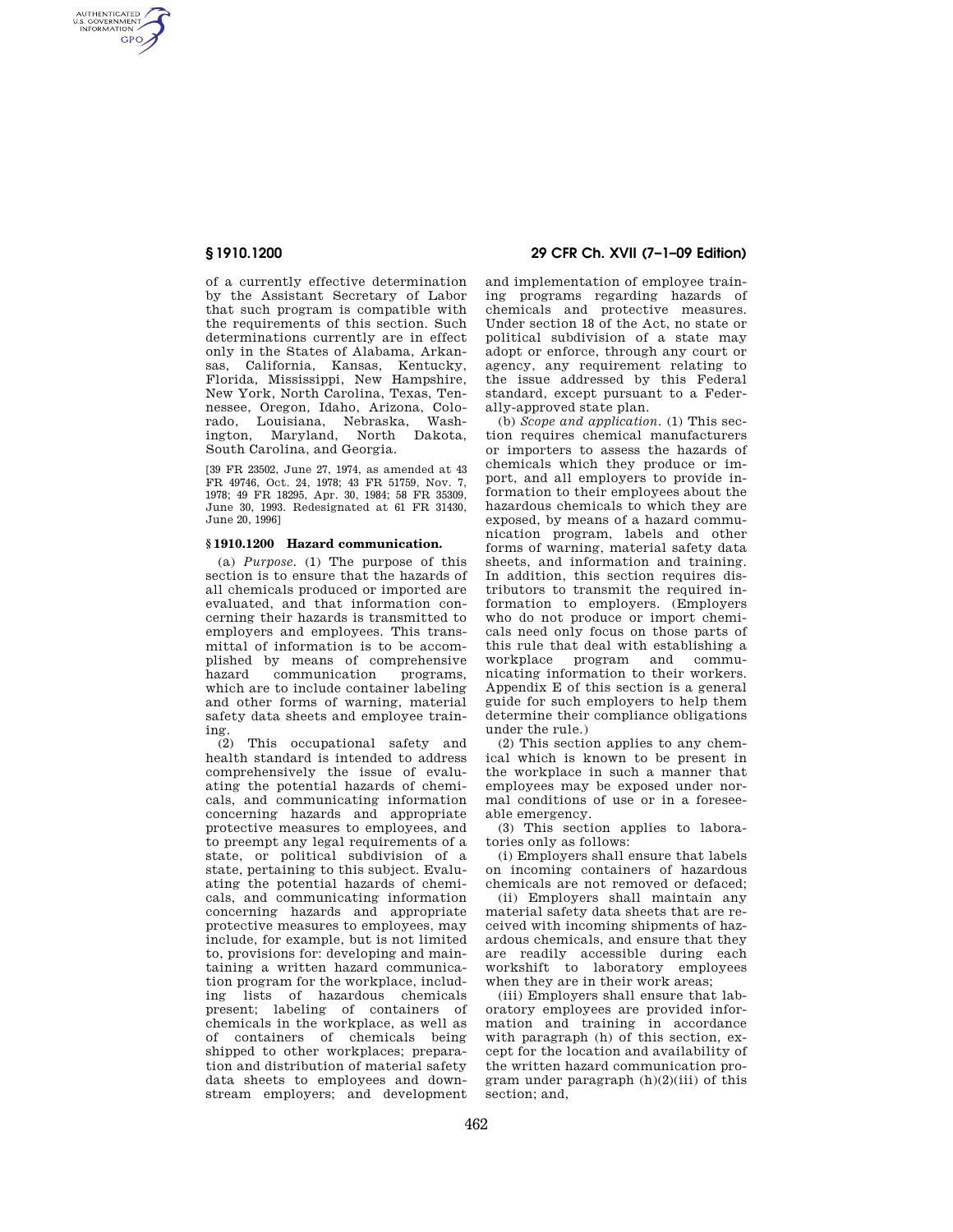of a currently effective determination by the Assistant Secretary of Labor that such program is compatible with the requirements of this section. Such determinations currently are in effect only in the States of Alabama, Arkansas, California, Kansas, Kentucky, Florida, Mississippi, New Hampshire, New York, North Carolina, Texas, Tennessee, Oregon, Idaho, Arizona, Colorado, Louisiana, Nebraska, Washington, Maryland, North Dakota, South Carolina, and Georgia.

[39 FR 23502, June 27, 1974, as amended at 43 FR 49746, Oct. 24, 1978; 43 FR 51759, Nov. 7, 1978; 49 FR 18295, Apr. 30, 1984; 58 FR 35309, June 30, 1993. Redesignated at 61 FR 31430, June 20, 1996]

## § 1910.1200 Hazard communication.

(a) *Purpose.* (1) The purpose of this section is to ensure that the hazards of all chemicals produced or imported are evaluated, and that information concerning their hazards is transmitted to employers and employees. This transmittal of information is to be accomplished by means of comprehensive hazard communication programs, which are to include container labeling and other forms of warning, material safety data sheets and employee training.

(2) This occupational safety and health standard is intended to address comprehensively the issue of evaluating the potential hazards of chemicals, and communicating information concerning hazards and appropriate protective measures to employees, and to preempt any legal requirements of a state, or political subdivision of a state, pertaining to this subject. Evaluating the potential hazards of chemicals, and communicating information concerning hazards and appropriate protective measures to employees, may include, for example, but is not limited to, provisions for: developing and maintaining a written hazard communication program for the workplace, including lists of hazardous chemicals present; labeling of containers of chemicals in the workplace, as well as of containers of chemicals being shipped to other workplaces; preparation and distribution of material safety data sheets to employees and downstream employers; and development and implementation of employee training programs regarding hazards of chemicals and protective measures. Under section 18 of the Act, no state or political subdivision of a state may adopt or enforce, through any court or agency, any requirement relating to the issue addressed by this Federal standard, except pursuant to a Federally-approved state plan.

(b) *Scope and application.* (1) This section requires chemical manufacturers or importers to assess the hazards of chemicals which they produce or import, and all employers to provide information to their employees about the hazardous chemicals to which they are exposed, by means of a hazard communication program, labels and other forms of warning, material safety data sheets, and information and training. In addition, this section requires distributors to transmit the required information to employers. (Employers who do not produce or import chemicals need only focus on those parts of this rule that deal with establishing a workplace program and communicating information to their workers. Appendix E of this section is a general guide for such employers to help them determine their compliance obligations under the rule.)

(2) This section applies to any chemical which is known to be present in the workplace in such a manner that employees may be exposed under normal conditions of use or in a foreseeable emergency.

(3) This section applies to laboratories only as follows:

(i) Employers shall ensure that labels on incoming containers of hazardous chemicals are not removed or defaced;

(ii) Employers shall maintain any material safety data sheets that are received with incoming shipments of hazardous chemicals, and ensure that they are readily accessible during each workshift to laboratory employees when they are in their work areas;

(iii) Employers shall ensure that laboratory employees are provided information and training in accordance with paragraph (h) of this section, except for the location and availability of the written hazard communication program under paragraph (h)(2)(iii) of this section; and,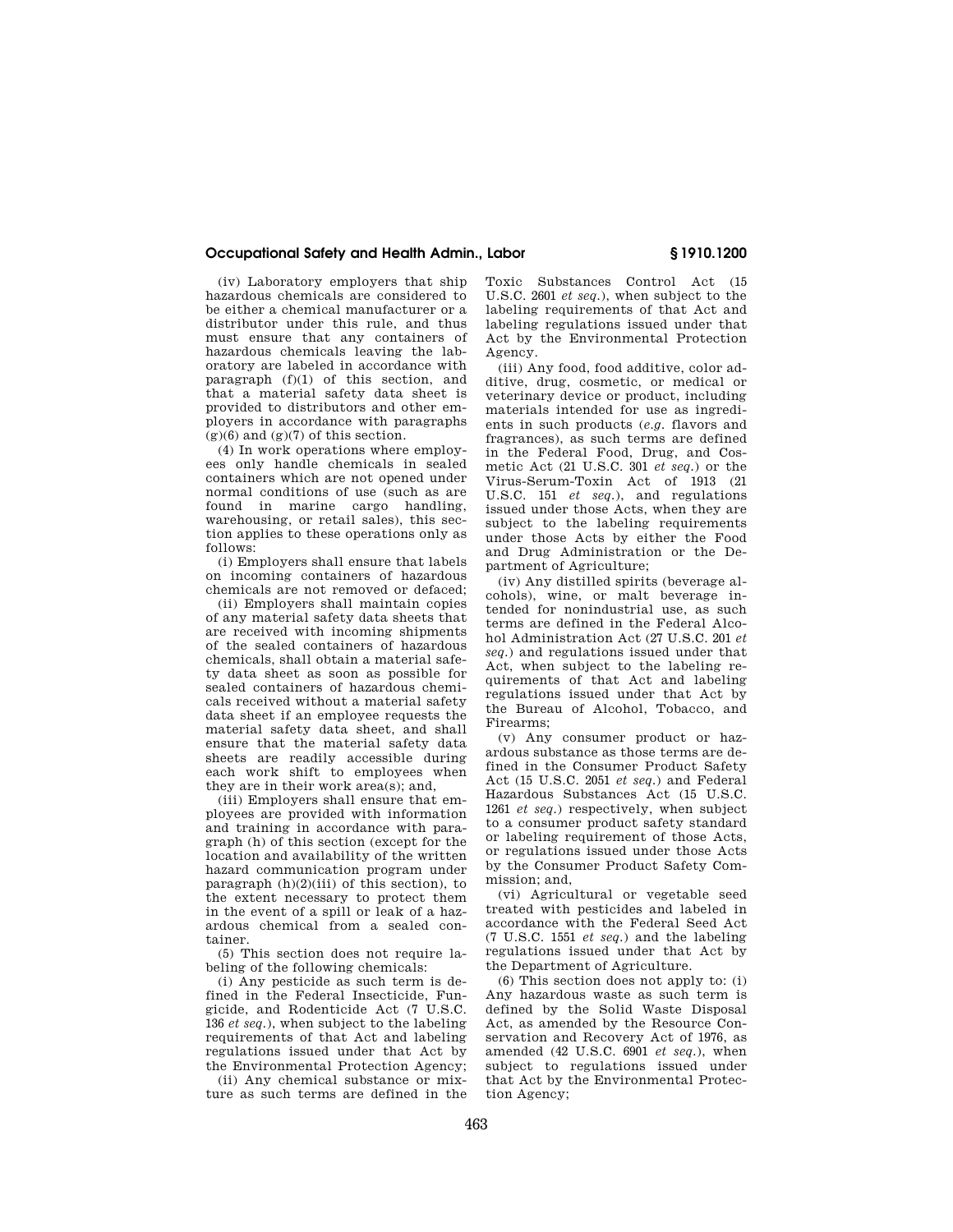(iv) Laboratory employers that ship hazardous chemicals are considered to be either a chemical manufacturer or a distributor under this rule, and thus must ensure that any containers of hazardous chemicals leaving the laboratory are labeled in accordance with paragraph (f)(1) of this section, and that a material safety data sheet is provided to distributors and other employers in accordance with paragraphs (g)(6) and (g)(7) of this section.

(4) In work operations where employees only handle chemicals in sealed containers which are not opened under normal conditions of use (such as are found in marine cargo handling, warehousing, or retail sales), this section applies to these operations only as follows:

(i) Employers shall ensure that labels on incoming containers of hazardous chemicals are not removed or defaced;

(ii) Employers shall maintain copies of any material safety data sheets that are received with incoming shipments of the sealed containers of hazardous chemicals, shall obtain a material safety data sheet as soon as possible for sealed containers of hazardous chemicals received without a material safety data sheet if an employee requests the material safety data sheet, and shall ensure that the material safety data sheets are readily accessible during each work shift to employees when they are in their work area(s); and,

(iii) Employers shall ensure that employees are provided with information and training in accordance with paragraph (h) of this section (except for the location and availability of the written hazard communication program under paragraph (h)(2)(iii) of this section), to the extent necessary to protect them in the event of a spill or leak of a hazardous chemical from a sealed container.

(5) This section does not require labeling of the following chemicals:

(i) Any pesticide as such term is defined in the Federal Insecticide, Fungicide, and Rodenticide Act (7 U.S.C. 136 *et seq.*), when subject to the labeling requirements of that Act and labeling regulations issued under that Act by the Environmental Protection Agency;

(ii) Any chemical substance or mixture as such terms are defined in the Toxic Substances Control Act (15 U.S.C. 2601 *et seq.*), when subject to the labeling requirements of that Act and labeling regulations issued under that Act by the Environmental Protection Agency.

(iii) Any food, food additive, color additive, drug, cosmetic, or medical or veterinary device or product, including materials intended for use as ingredients in such products (*e.g.* flavors and fragrances), as such terms are defined in the Federal Food, Drug, and Cosmetic Act (21 U.S.C. 301 *et seq.*) or the Virus-Serum-Toxin Act of 1913 (21 U.S.C. 151 *et seq.*), and regulations issued under those Acts, when they are subject to the labeling requirements under those Acts by either the Food and Drug Administration or the Department of Agriculture;

(iv) Any distilled spirits (beverage alcohols), wine, or malt beverage intended for nonindustrial use, as such terms are defined in the Federal Alcohol Administration Act (27 U.S.C. 201 *et seq.*) and regulations issued under that Act, when subject to the labeling requirements of that Act and labeling regulations issued under that Act by the Bureau of Alcohol, Tobacco, and Firearms;

(v) Any consumer product or hazardous substance as those terms are defined in the Consumer Product Safety Act (15 U.S.C. 2051 *et seq.*) and Federal Hazardous Substances Act (15 U.S.C. 1261 *et seq.*) respectively, when subject to a consumer product safety standard or labeling requirement of those Acts, or regulations issued under those Acts by the Consumer Product Safety Commission; and,

(vi) Agricultural or vegetable seed treated with pesticides and labeled in accordance with the Federal Seed Act (7 U.S.C. 1551 *et seq.*) and the labeling regulations issued under that Act by the Department of Agriculture.

(6) This section does not apply to: (i) Any hazardous waste as such term is defined by the Solid Waste Disposal Act, as amended by the Resource Conservation and Recovery Act of 1976, as amended (42 U.S.C. 6901 *et seq.*), when subject to regulations issued under that Act by the Environmental Protection Agency;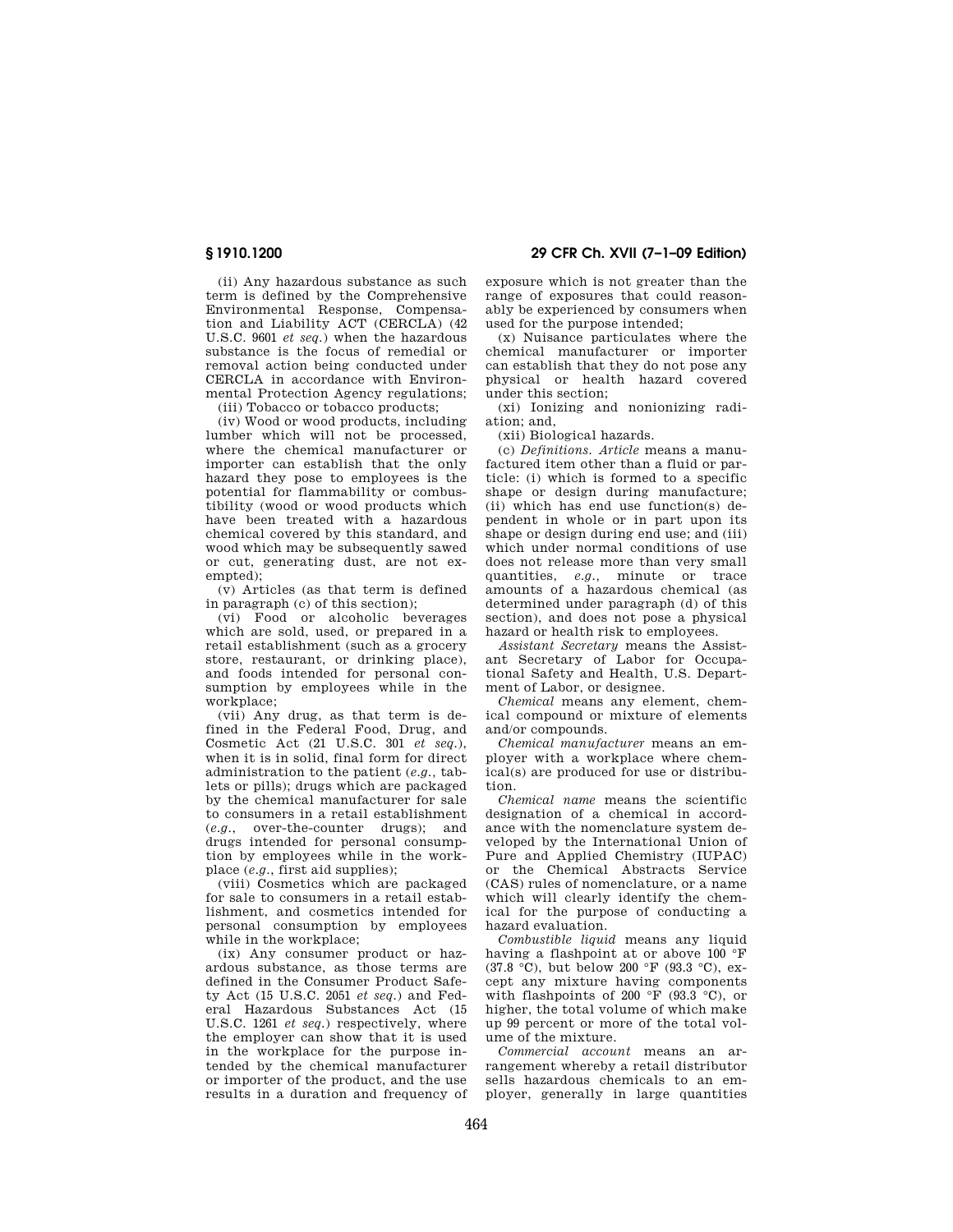(ii) Any hazardous substance as such term is defined by the Comprehensive Environmental Response, Compensation and Liability ACT (CERCLA) (42 U.S.C. 9601 *et seq.*) when the hazardous substance is the focus of remedial or removal action being conducted under CERCLA in accordance with Environmental Protection Agency regulations;

(iii) Tobacco or tobacco products;

(iv) Wood or wood products, including lumber which will not be processed, where the chemical manufacturer or importer can establish that the only hazard they pose to employees is the potential for flammability or combustibility (wood or wood products which have been treated with a hazardous chemical covered by this standard, and wood which may be subsequently sawed or cut, generating dust, are not exempted);

(v) Articles (as that term is defined in paragraph (c) of this section);

(vi) Food or alcoholic beverages which are sold, used, or prepared in a retail establishment (such as a grocery store, restaurant, or drinking place), and foods intended for personal consumption by employees while in the workplace;

(vii) Any drug, as that term is defined in the Federal Food, Drug, and Cosmetic Act (21 U.S.C. 301 *et seq.*), when it is in solid, final form for direct administration to the patient (*e.g.*, tablets or pills); drugs which are packaged by the chemical manufacturer for sale to consumers in a retail establishment (*e.g.*, over-the-counter drugs); and drugs intended for personal consumption by employees while in the workplace (*e.g.*, first aid supplies);

(viii) Cosmetics which are packaged for sale to consumers in a retail establishment, and cosmetics intended for personal consumption by employees while in the workplace;

(ix) Any consumer product or hazardous substance, as those terms are defined in the Consumer Product Safety Act (15 U.S.C. 2051 *et seq.*) and Federal Hazardous Substances Act (15 U.S.C. 1261 *et seq.*) respectively, where the employer can show that it is used in the workplace for the purpose intended by the chemical manufacturer or importer of the product, and the use results in a duration and frequency of exposure which is not greater than the range of exposures that could reasonably be experienced by consumers when used for the purpose intended;

(x) Nuisance particulates where the chemical manufacturer or importer can establish that they do not pose any physical or health hazard covered under this section;

(xi) Ionizing and nonionizing radiation; and,

(xii) Biological hazards.

(c) *Definitions. Article* means a manufactured item other than a fluid or particle: (i) which is formed to a specific shape or design during manufacture; (ii) which has end use function(s) dependent in whole or in part upon its shape or design during end use; and (iii) which under normal conditions of use does not release more than very small quantities, *e.g.*, minute or trace amounts of a hazardous chemical (as determined under paragraph (d) of this section), and does not pose a physical hazard or health risk to employees.

*Assistant Secretary* means the Assistant Secretary of Labor for Occupational Safety and Health, U.S. Department of Labor, or designee.

*Chemical* means any element, chemical compound or mixture of elements and/or compounds.

*Chemical manufacturer* means an employer with a workplace where chemical(s) are produced for use or distribution.

*Chemical name* means the scientific designation of a chemical in accordance with the nomenclature system developed by the International Union of Pure and Applied Chemistry (IUPAC) or the Chemical Abstracts Service (CAS) rules of nomenclature, or a name which will clearly identify the chemical for the purpose of conducting a hazard evaluation.

*Combustible liquid* means any liquid having a flashpoint at or above 100 °F (37.8 °C), but below 200 °F (93.3 °C), except any mixture having components with flashpoints of 200 °F (93.3 °C), or higher, the total volume of which make up 99 percent or more of the total volume of the mixture.

*Commercial account* means an arrangement whereby a retail distributor sells hazardous chemicals to an employer, generally in large quantities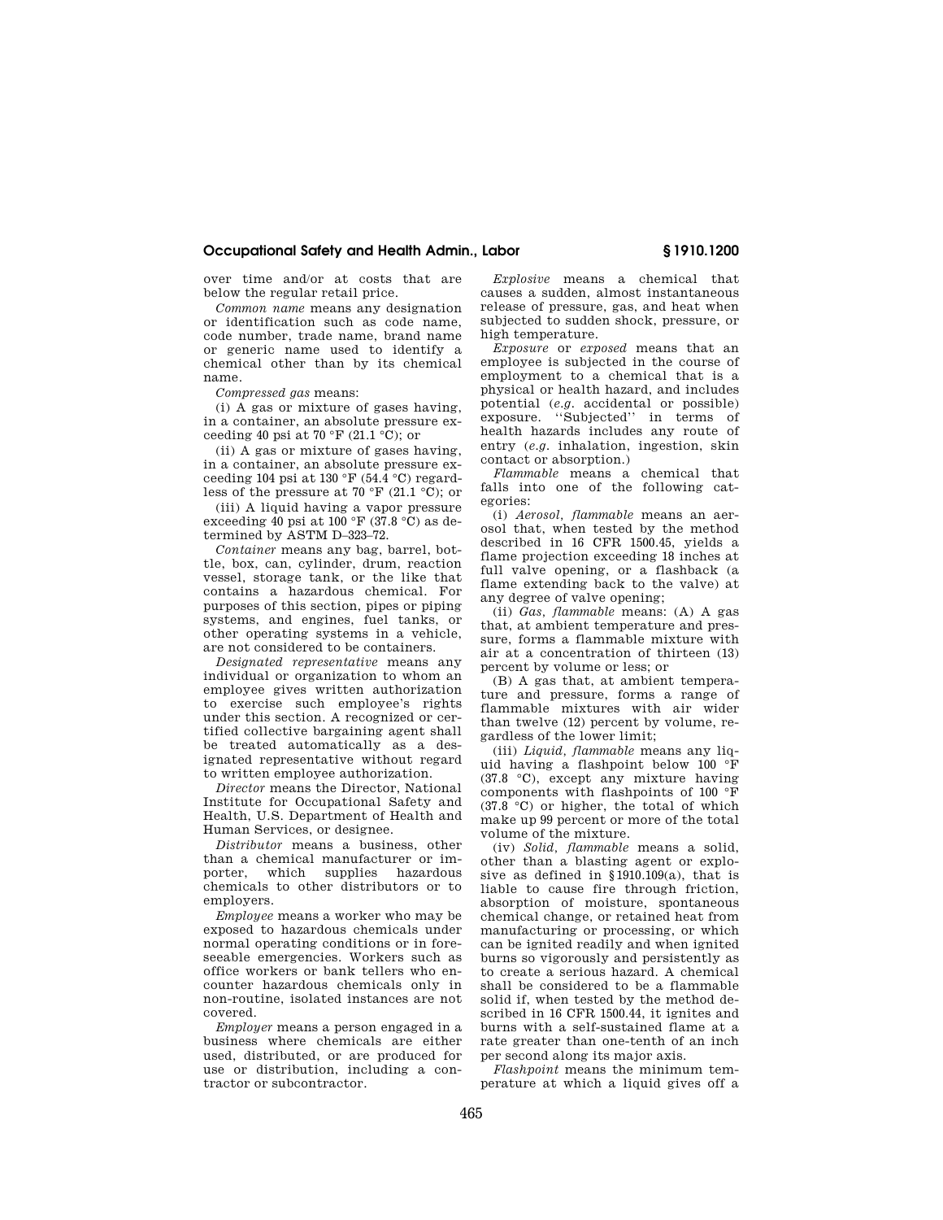over time and/or at costs that are below the regular retail price.

*Common name* means any designation or identification such as code name, code number, trade name, brand name or generic name used to identify a chemical other than by its chemical name.

*Compressed gas* means:

(i) A gas or mixture of gases having, in a container, an absolute pressure exceeding 40 psi at 70 °F (21.1 °C); or

(ii) A gas or mixture of gases having, in a container, an absolute pressure exceeding 104 psi at 130 °F (54.4 °C) regardless of the pressure at 70 °F (21.1 °C); or

(iii) A liquid having a vapor pressure exceeding 40 psi at 100 °F (37.8 °C) as determined by ASTM D–323–72.

*Container* means any bag, barrel, bottle, box, can, cylinder, drum, reaction vessel, storage tank, or the like that contains a hazardous chemical. For purposes of this section, pipes or piping systems, and engines, fuel tanks, or other operating systems in a vehicle, are not considered to be containers.

*Designated representative* means any individual or organization to whom an employee gives written authorization to exercise such employee's rights under this section. A recognized or certified collective bargaining agent shall be treated automatically as a designated representative without regard to written employee authorization.

*Director* means the Director, National Institute for Occupational Safety and Health, U.S. Department of Health and Human Services, or designee.

*Distributor* means a business, other than a chemical manufacturer or importer, which supplies hazardous chemicals to other distributors or to employers.

*Employee* means a worker who may be exposed to hazardous chemicals under normal operating conditions or in foreseeable emergencies. Workers such as office workers or bank tellers who encounter hazardous chemicals only in non-routine, isolated instances are not covered.

*Employer* means a person engaged in a business where chemicals are either used, distributed, or are produced for use or distribution, including a contractor or subcontractor.

*Explosive* means a chemical that causes a sudden, almost instantaneous release of pressure, gas, and heat when subjected to sudden shock, pressure, or high temperature.

*Exposure* or *exposed* means that an employee is subjected in the course of employment to a chemical that is a physical or health hazard, and includes potential (*e.g.* accidental or possible) exposure. ''Subjected'' in terms of health hazards includes any route of entry (*e.g.* inhalation, ingestion, skin contact or absorption.)

*Flammable* means a chemical that falls into one of the following categories:

(i) *Aerosol, flammable* means an aerosol that, when tested by the method described in 16 CFR 1500.45, yields a flame projection exceeding 18 inches at full valve opening, or a flashback (a flame extending back to the valve) at any degree of valve opening;

(ii) *Gas, flammable* means: (A) A gas that, at ambient temperature and pressure, forms a flammable mixture with air at a concentration of thirteen (13) percent by volume or less; or

(B) A gas that, at ambient temperature and pressure, forms a range of flammable mixtures with air wider than twelve (12) percent by volume, regardless of the lower limit;

(iii) *Liquid, flammable* means any liquid having a flashpoint below 100 °F (37.8 °C), except any mixture having components with flashpoints of 100 °F (37.8 °C) or higher, the total of which make up 99 percent or more of the total volume of the mixture.

(iv) *Solid, flammable* means a solid, other than a blasting agent or explosive as defined in §1910.109(a), that is liable to cause fire through friction, absorption of moisture, spontaneous chemical change, or retained heat from manufacturing or processing, or which can be ignited readily and when ignited burns so vigorously and persistently as to create a serious hazard. A chemical shall be considered to be a flammable solid if, when tested by the method described in 16 CFR 1500.44, it ignites and burns with a self-sustained flame at a rate greater than one-tenth of an inch per second along its major axis.

*Flashpoint* means the minimum temperature at which a liquid gives off a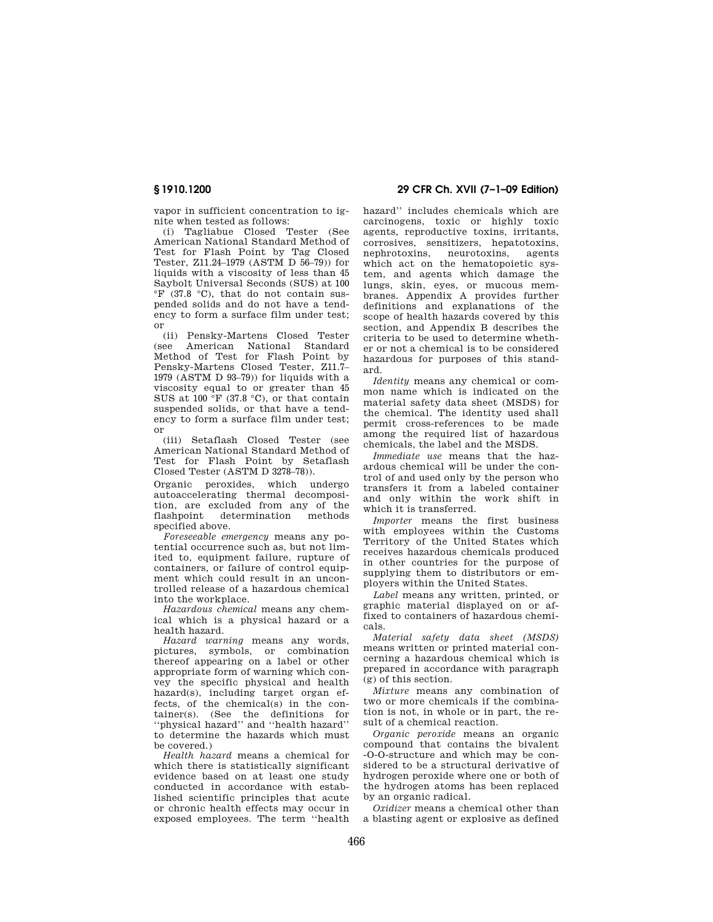vapor in sufficient concentration to ignite when tested as follows:

(i) Tagliabue Closed Tester (See American National Standard Method of Test for Flash Point by Tag Closed Tester, Z11.24–1979 (ASTM D 56–79)) for liquids with a viscosity of less than 45 Saybolt Universal Seconds (SUS) at 100 °F (37.8 °C), that do not contain suspended solids and do not have a tendency to form a surface film under test; or

(ii) Pensky-Martens Closed Tester (see American National Standard Method of Test for Flash Point by Pensky-Martens Closed Tester, Z11.7–1979 (ASTM D 93–79)) for liquids with a viscosity equal to or greater than 45 SUS at 100 °F (37.8 °C), or that contain suspended solids, or that have a tendency to form a surface film under test; or

(iii) Setaflash Closed Tester (see American National Standard Method of Test for Flash Point by Setaflash Closed Tester (ASTM D 3278–78)).

Organic peroxides, which undergo autoaccelerating thermal decomposition, are excluded from any of the flashpoint determination methods specified above.

*Foreseeable emergency* means any potential occurrence such as, but not limited to, equipment failure, rupture of containers, or failure of control equipment which could result in an uncontrolled release of a hazardous chemical into the workplace.

*Hazardous chemical* means any chemical which is a physical hazard or a health hazard.

*Hazard warning* means any words, pictures, symbols, or combination thereof appearing on a label or other appropriate form of warning which convey the specific physical and health hazard(s), including target organ effects, of the chemical(s) in the container(s). (See the definitions for ''physical hazard'' and ''health hazard'' to determine the hazards which must be covered.)

*Health hazard* means a chemical for which there is statistically significant evidence based on at least one study conducted in accordance with established scientific principles that acute or chronic health effects may occur in exposed employees. The term ''health hazard'' includes chemicals which are carcinogens, toxic or highly toxic agents, reproductive toxins, irritants, corrosives, sensitizers, hepatotoxins, nephrotoxins, neurotoxins, agents which act on the hematopoietic system, and agents which damage the lungs, skin, eyes, or mucous membranes. Appendix A provides further definitions and explanations of the scope of health hazards covered by this section, and Appendix B describes the criteria to be used to determine whether or not a chemical is to be considered hazardous for purposes of this standard.

*Identity* means any chemical or common name which is indicated on the material safety data sheet (MSDS) for the chemical. The identity used shall permit cross-references to be made among the required list of hazardous chemicals, the label and the MSDS.

*Immediate use* means that the hazardous chemical will be under the control of and used only by the person who transfers it from a labeled container and only within the work shift in which it is transferred.

*Importer* means the first business with employees within the Customs Territory of the United States which receives hazardous chemicals produced in other countries for the purpose of supplying them to distributors or employers within the United States.

*Label* means any written, printed, or graphic material displayed on or affixed to containers of hazardous chemicals.

*Material safety data sheet (MSDS)* means written or printed material concerning a hazardous chemical which is prepared in accordance with paragraph (g) of this section.

*Mixture* means any combination of two or more chemicals if the combination is not, in whole or in part, the result of a chemical reaction.

*Organic peroxide* means an organic compound that contains the bivalent -O-O-structure and which may be considered to be a structural derivative of hydrogen peroxide where one or both of the hydrogen atoms has been replaced by an organic radical.

*Oxidizer* means a chemical other than a blasting agent or explosive as defined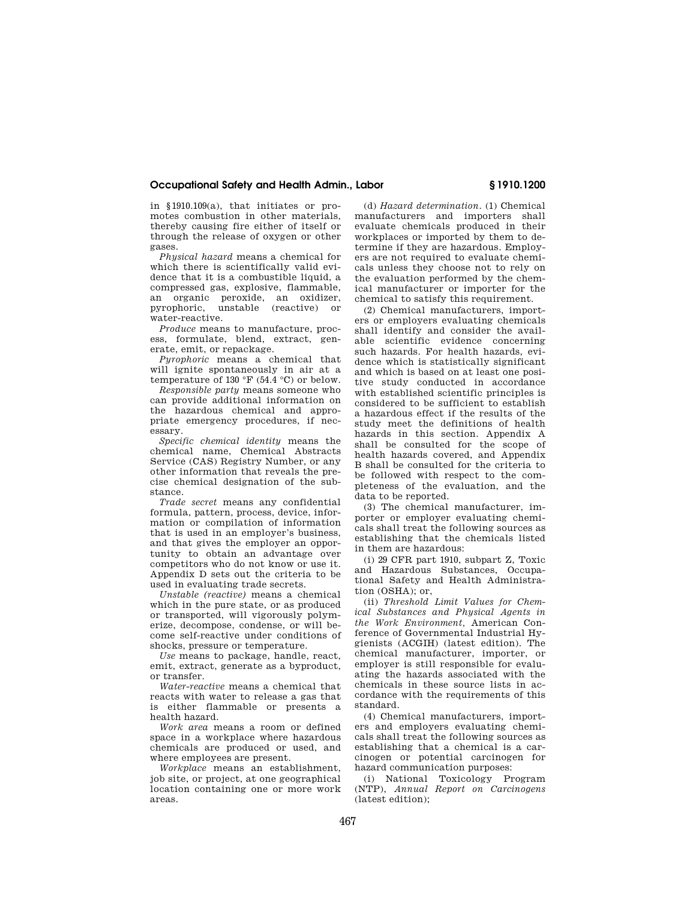in §1910.109(a), that initiates or promotes combustion in other materials, thereby causing fire either of itself or through the release of oxygen or other gases.

*Physical hazard* means a chemical for which there is scientifically valid evidence that it is a combustible liquid, a compressed gas, explosive, flammable, an organic peroxide, an oxidizer, pyrophoric, unstable (reactive) or water-reactive.

*Produce* means to manufacture, process, formulate, blend, extract, generate, emit, or repackage.

*Pyrophoric* means a chemical that will ignite spontaneously in air at a temperature of 130 °F (54.4 °C) or below.

*Responsible party* means someone who can provide additional information on the hazardous chemical and appropriate emergency procedures, if necessary.

*Specific chemical identity* means the chemical name, Chemical Abstracts Service (CAS) Registry Number, or any other information that reveals the precise chemical designation of the substance.

*Trade secret* means any confidential formula, pattern, process, device, information or compilation of information that is used in an employer's business, and that gives the employer an opportunity to obtain an advantage over competitors who do not know or use it. Appendix D sets out the criteria to be used in evaluating trade secrets.

*Unstable (reactive)* means a chemical which in the pure state, or as produced or transported, will vigorously polymerize, decompose, condense, or will become self-reactive under conditions of shocks, pressure or temperature.

*Use* means to package, handle, react, emit, extract, generate as a byproduct, or transfer.

*Water-reactive* means a chemical that reacts with water to release a gas that is either flammable or presents a health hazard.

*Work area* means a room or defined space in a workplace where hazardous chemicals are produced or used, and where employees are present.

*Workplace* means an establishment, job site, or project, at one geographical location containing one or more work areas.

(d) *Hazard determination.* (1) Chemical manufacturers and importers shall evaluate chemicals produced in their workplaces or imported by them to determine if they are hazardous. Employers are not required to evaluate chemicals unless they choose not to rely on the evaluation performed by the chemical manufacturer or importer for the chemical to satisfy this requirement.

(2) Chemical manufacturers, importers or employers evaluating chemicals shall identify and consider the available scientific evidence concerning such hazards. For health hazards, evidence which is statistically significant and which is based on at least one positive study conducted in accordance with established scientific principles is considered to be sufficient to establish a hazardous effect if the results of the study meet the definitions of health hazards in this section. Appendix A shall be consulted for the scope of health hazards covered, and Appendix B shall be consulted for the criteria to be followed with respect to the completeness of the evaluation, and the data to be reported.

(3) The chemical manufacturer, importer or employer evaluating chemicals shall treat the following sources as establishing that the chemicals listed in them are hazardous:

(i) 29 CFR part 1910, subpart Z, Toxic and Hazardous Substances, Occupational Safety and Health Administration (OSHA); or,

(ii) *Threshold Limit Values for Chemical Substances and Physical Agents in the Work Environment*, American Conference of Governmental Industrial Hygienists (ACGIH) (latest edition). The chemical manufacturer, importer, or employer is still responsible for evaluating the hazards associated with the chemicals in these source lists in accordance with the requirements of this standard.

(4) Chemical manufacturers, importers and employers evaluating chemicals shall treat the following sources as establishing that a chemical is a carcinogen or potential carcinogen for hazard communication purposes:

(i) National Toxicology Program (NTP), *Annual Report on Carcinogens* (latest edition);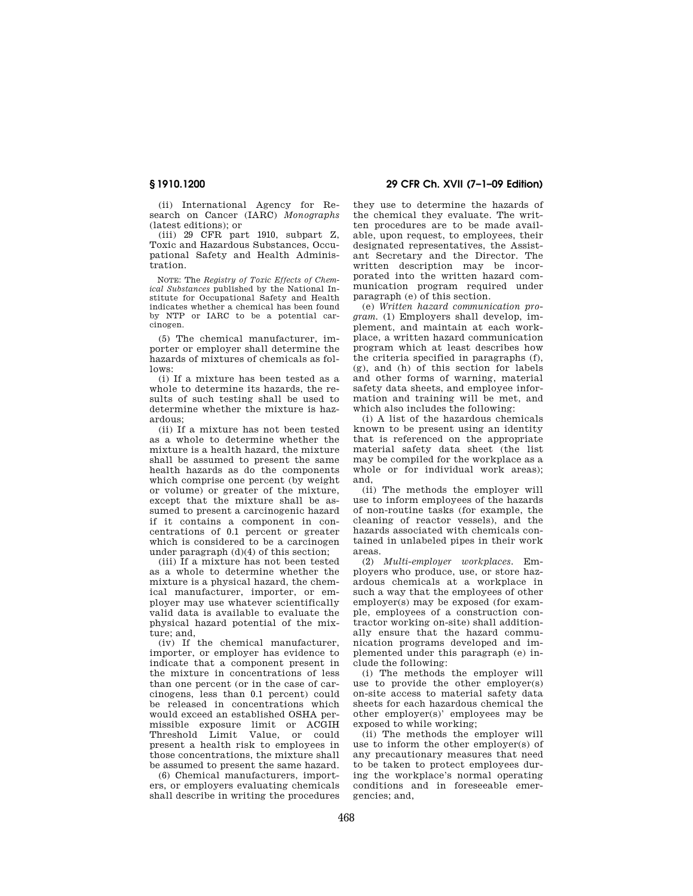(ii) International Agency for Research on Cancer (IARC) *Monographs* (latest editions); or

(iii) 29 CFR part 1910, subpart Z, Toxic and Hazardous Substances, Occupational Safety and Health Administration.

NOTE: The *Registry of Toxic Effects of Chemical Substances* published by the National Institute for Occupational Safety and Health indicates whether a chemical has been found by NTP or IARC to be a potential carcinogen.

(5) The chemical manufacturer, importer or employer shall determine the hazards of mixtures of chemicals as follows:

(i) If a mixture has been tested as a whole to determine its hazards, the results of such testing shall be used to determine whether the mixture is hazardous;

(ii) If a mixture has not been tested as a whole to determine whether the mixture is a health hazard, the mixture shall be assumed to present the same health hazards as do the components which comprise one percent (by weight or volume) or greater of the mixture, except that the mixture shall be assumed to present a carcinogenic hazard if it contains a component in concentrations of 0.1 percent or greater which is considered to be a carcinogen under paragraph (d)(4) of this section;

(iii) If a mixture has not been tested as a whole to determine whether the mixture is a physical hazard, the chemical manufacturer, importer, or employer may use whatever scientifically valid data is available to evaluate the physical hazard potential of the mixture; and,

(iv) If the chemical manufacturer, importer, or employer has evidence to indicate that a component present in the mixture in concentrations of less than one percent (or in the case of carcinogens, less than 0.1 percent) could be released in concentrations which would exceed an established OSHA permissible exposure limit or ACGIH Threshold Limit Value, or could present a health risk to employees in those concentrations, the mixture shall be assumed to present the same hazard.

(6) Chemical manufacturers, importers, or employers evaluating chemicals shall describe in writing the procedures they use to determine the hazards of the chemical they evaluate. The written procedures are to be made available, upon request, to employees, their designated representatives, the Assistant Secretary and the Director. The written description may be incorporated into the written hazard communication program required under paragraph (e) of this section.

(e) *Written hazard communication program.* (1) Employers shall develop, implement, and maintain at each workplace, a written hazard communication program which at least describes how the criteria specified in paragraphs (f), (g), and (h) of this section for labels and other forms of warning, material safety data sheets, and employee information and training will be met, and which also includes the following:

(i) A list of the hazardous chemicals known to be present using an identity that is referenced on the appropriate material safety data sheet (the list may be compiled for the workplace as a whole or for individual work areas); and,

(ii) The methods the employer will use to inform employees of the hazards of non-routine tasks (for example, the cleaning of reactor vessels), and the hazards associated with chemicals contained in unlabeled pipes in their work areas.

(2) *Multi-employer workplaces.* Employers who produce, use, or store hazardous chemicals at a workplace in such a way that the employees of other employer(s) may be exposed (for example, employees of a construction contractor working on-site) shall additionally ensure that the hazard communication programs developed and implemented under this paragraph (e) include the following:

(i) The methods the employer will use to provide the other employer(s) on-site access to material safety data sheets for each hazardous chemical the other employer(s)' employees may be exposed to while working;

(ii) The methods the employer will use to inform the other employer(s) of any precautionary measures that need to be taken to protect employees during the workplace's normal operating conditions and in foreseeable emergencies; and,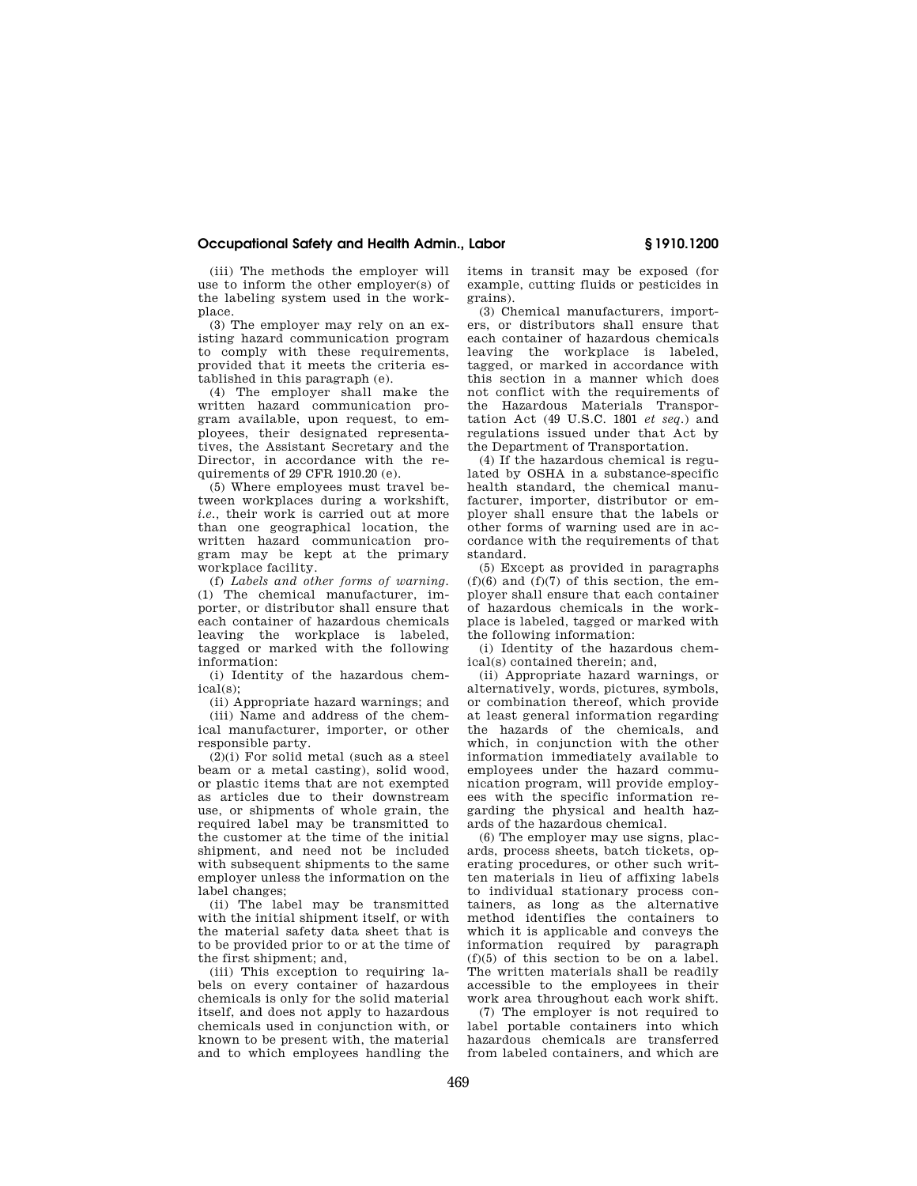(iii) The methods the employer will use to inform the other employer(s) of the labeling system used in the workplace.

(3) The employer may rely on an existing hazard communication program to comply with these requirements, provided that it meets the criteria established in this paragraph (e).

(4) The employer shall make the written hazard communication program available, upon request, to employees, their designated representatives, the Assistant Secretary and the Director, in accordance with the requirements of 29 CFR 1910.20 (e).

(5) Where employees must travel between workplaces during a workshift, *i.e.*, their work is carried out at more than one geographical location, the written hazard communication program may be kept at the primary workplace facility.

(f) *Labels and other forms of warning.* (1) The chemical manufacturer, importer, or distributor shall ensure that each container of hazardous chemicals leaving the workplace is labeled, tagged or marked with the following information:

(i) Identity of the hazardous chemical(s);

(ii) Appropriate hazard warnings; and

(iii) Name and address of the chemical manufacturer, importer, or other responsible party.

(2)(i) For solid metal (such as a steel beam or a metal casting), solid wood, or plastic items that are not exempted as articles due to their downstream use, or shipments of whole grain, the required label may be transmitted to the customer at the time of the initial shipment, and need not be included with subsequent shipments to the same employer unless the information on the label changes;

(ii) The label may be transmitted with the initial shipment itself, or with the material safety data sheet that is to be provided prior to or at the time of the first shipment; and,

(iii) This exception to requiring labels on every container of hazardous chemicals is only for the solid material itself, and does not apply to hazardous chemicals used in conjunction with, or known to be present with, the material and to which employees handling the items in transit may be exposed (for example, cutting fluids or pesticides in grains).

(3) Chemical manufacturers, importers, or distributors shall ensure that each container of hazardous chemicals leaving the workplace is labeled, tagged, or marked in accordance with this section in a manner which does not conflict with the requirements of the Hazardous Materials Transportation Act (49 U.S.C. 1801 *et seq.*) and regulations issued under that Act by the Department of Transportation.

(4) If the hazardous chemical is regulated by OSHA in a substance-specific health standard, the chemical manufacturer, importer, distributor or employer shall ensure that the labels or other forms of warning used are in accordance with the requirements of that standard.

(5) Except as provided in paragraphs (f)(6) and (f)(7) of this section, the employer shall ensure that each container of hazardous chemicals in the workplace is labeled, tagged or marked with the following information:

(i) Identity of the hazardous chemical(s) contained therein; and,

(ii) Appropriate hazard warnings, or alternatively, words, pictures, symbols, or combination thereof, which provide at least general information regarding the hazards of the chemicals, and which, in conjunction with the other information immediately available to employees under the hazard communication program, will provide employees with the specific information regarding the physical and health hazards of the hazardous chemical.

(6) The employer may use signs, placards, process sheets, batch tickets, operating procedures, or other such written materials in lieu of affixing labels to individual stationary process containers, as long as the alternative method identifies the containers to which it is applicable and conveys the information required by paragraph (f)(5) of this section to be on a label. The written materials shall be readily accessible to the employees in their work area throughout each work shift.

(7) The employer is not required to label portable containers into which hazardous chemicals are transferred from labeled containers, and which are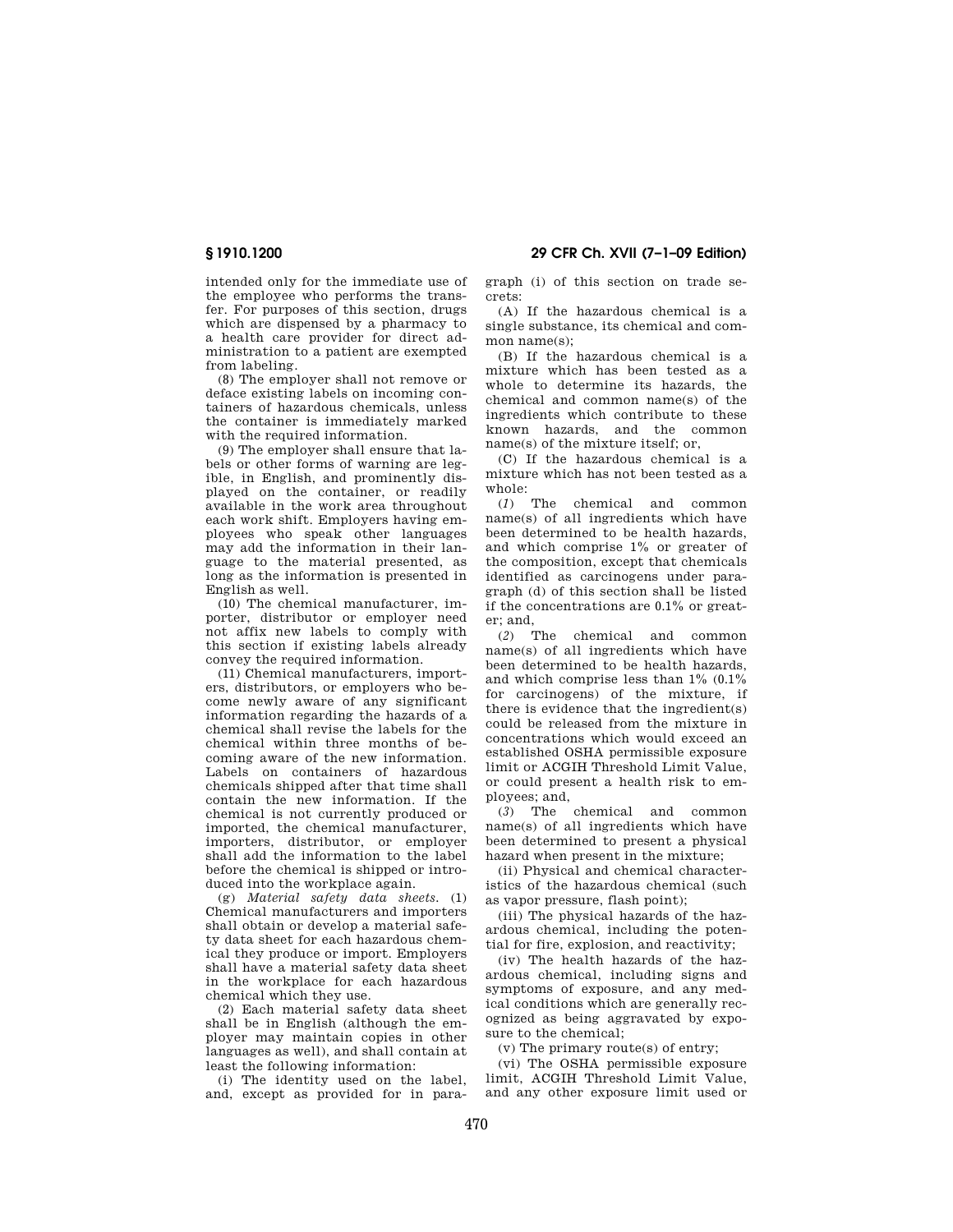intended only for the immediate use of the employee who performs the transfer. For purposes of this section, drugs which are dispensed by a pharmacy to a health care provider for direct administration to a patient are exempted from labeling.

(8) The employer shall not remove or deface existing labels on incoming containers of hazardous chemicals, unless the container is immediately marked with the required information.

(9) The employer shall ensure that labels or other forms of warning are legible, in English, and prominently displayed on the container, or readily available in the work area throughout each work shift. Employers having employees who speak other languages may add the information in their language to the material presented, as long as the information is presented in English as well.

(10) The chemical manufacturer, importer, distributor or employer need not affix new labels to comply with this section if existing labels already convey the required information.

(11) Chemical manufacturers, importers, distributors, or employers who become newly aware of any significant information regarding the hazards of a chemical shall revise the labels for the chemical within three months of becoming aware of the new information. Labels on containers of hazardous chemicals shipped after that time shall contain the new information. If the chemical is not currently produced or imported, the chemical manufacturer, importers, distributor, or employer shall add the information to the label before the chemical is shipped or introduced into the workplace again.

(g) *Material safety data sheets.* (1) Chemical manufacturers and importers shall obtain or develop a material safety data sheet for each hazardous chemical they produce or import. Employers shall have a material safety data sheet in the workplace for each hazardous chemical which they use.

(2) Each material safety data sheet shall be in English (although the employer may maintain copies in other languages as well), and shall contain at least the following information:

(i) The identity used on the label, and, except as provided for in paragraph (i) of this section on trade secrets:

(A) If the hazardous chemical is a single substance, its chemical and common name(s);

(B) If the hazardous chemical is a mixture which has been tested as a whole to determine its hazards, the chemical and common name(s) of the ingredients which contribute to these known hazards, and the common name(s) of the mixture itself; or,

(C) If the hazardous chemical is a mixture which has not been tested as a whole:

(*1*) The chemical and common name(s) of all ingredients which have been determined to be health hazards, and which comprise 1% or greater of the composition, except that chemicals identified as carcinogens under paragraph (d) of this section shall be listed if the concentrations are 0.1% or greater; and,

(*2*) The chemical and common name(s) of all ingredients which have been determined to be health hazards, and which comprise less than 1% (0.1% for carcinogens) of the mixture, if there is evidence that the ingredient(s) could be released from the mixture in concentrations which would exceed an established OSHA permissible exposure limit or ACGIH Threshold Limit Value, or could present a health risk to employees; and,

(*3*) The chemical and common name(s) of all ingredients which have been determined to present a physical hazard when present in the mixture;

(ii) Physical and chemical characteristics of the hazardous chemical (such as vapor pressure, flash point);

(iii) The physical hazards of the hazardous chemical, including the potential for fire, explosion, and reactivity;

(iv) The health hazards of the hazardous chemical, including signs and symptoms of exposure, and any medical conditions which are generally recognized as being aggravated by exposure to the chemical;

(v) The primary route(s) of entry;

(vi) The OSHA permissible exposure limit, ACGIH Threshold Limit Value, and any other exposure limit used or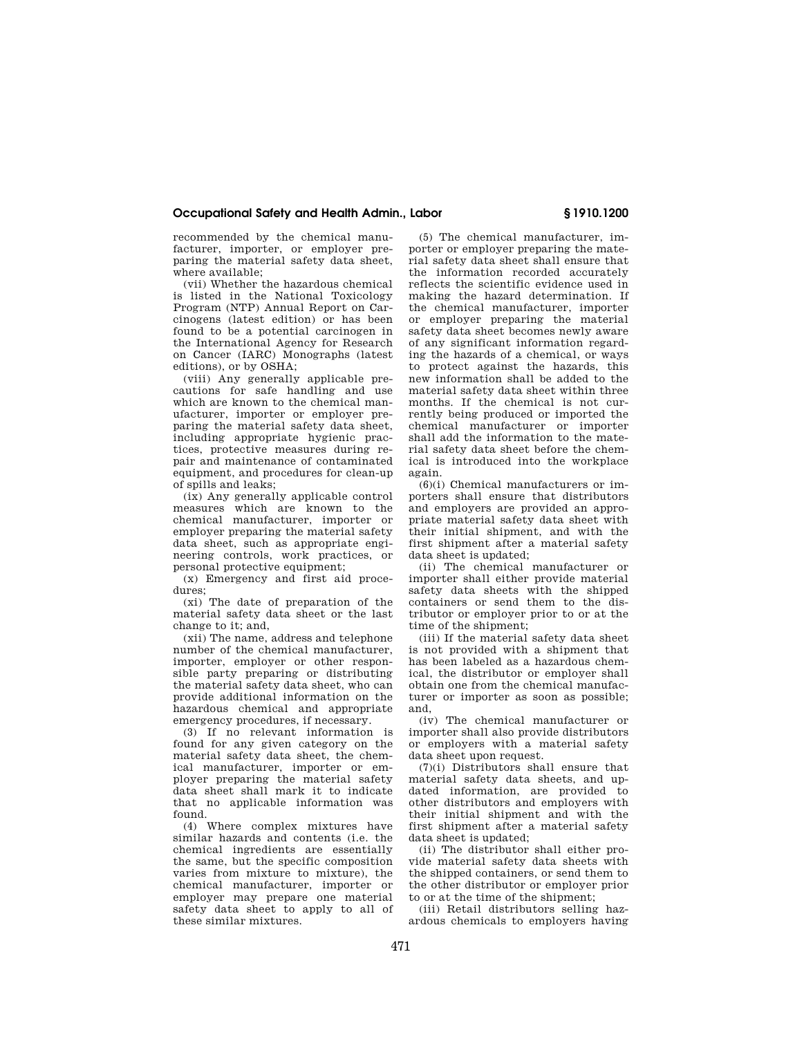recommended by the chemical manufacturer, importer, or employer preparing the material safety data sheet, where available;

(vii) Whether the hazardous chemical is listed in the National Toxicology Program (NTP) Annual Report on Carcinogens (latest edition) or has been found to be a potential carcinogen in the International Agency for Research on Cancer (IARC) Monographs (latest editions), or by OSHA;

(viii) Any generally applicable precautions for safe handling and use which are known to the chemical manufacturer, importer or employer preparing the material safety data sheet, including appropriate hygienic practices, protective measures during repair and maintenance of contaminated equipment, and procedures for clean-up of spills and leaks;

(ix) Any generally applicable control measures which are known to the chemical manufacturer, importer or employer preparing the material safety data sheet, such as appropriate engineering controls, work practices, or personal protective equipment;

(x) Emergency and first aid procedures;

(xi) The date of preparation of the material safety data sheet or the last change to it; and,

(xii) The name, address and telephone number of the chemical manufacturer, importer, employer or other responsible party preparing or distributing the material safety data sheet, who can provide additional information on the hazardous chemical and appropriate emergency procedures, if necessary.

(3) If no relevant information is found for any given category on the material safety data sheet, the chemical manufacturer, importer or employer preparing the material safety data sheet shall mark it to indicate that no applicable information was found.

(4) Where complex mixtures have similar hazards and contents (i.e. the chemical ingredients are essentially the same, but the specific composition varies from mixture to mixture), the chemical manufacturer, importer or employer may prepare one material safety data sheet to apply to all of these similar mixtures.

(5) The chemical manufacturer, importer or employer preparing the material safety data sheet shall ensure that the information recorded accurately reflects the scientific evidence used in making the hazard determination. If the chemical manufacturer, importer or employer preparing the material safety data sheet becomes newly aware of any significant information regarding the hazards of a chemical, or ways to protect against the hazards, this new information shall be added to the material safety data sheet within three months. If the chemical is not currently being produced or imported the chemical manufacturer or importer shall add the information to the material safety data sheet before the chemical is introduced into the workplace again.

(6)(i) Chemical manufacturers or importers shall ensure that distributors and employers are provided an appropriate material safety data sheet with their initial shipment, and with the first shipment after a material safety data sheet is updated;

(ii) The chemical manufacturer or importer shall either provide material safety data sheets with the shipped containers or send them to the distributor or employer prior to or at the time of the shipment;

(iii) If the material safety data sheet is not provided with a shipment that has been labeled as a hazardous chemical, the distributor or employer shall obtain one from the chemical manufacturer or importer as soon as possible; and,

(iv) The chemical manufacturer or importer shall also provide distributors or employers with a material safety data sheet upon request.

(7)(i) Distributors shall ensure that material safety data sheets, and updated information, are provided to other distributors and employers with their initial shipment and with the first shipment after a material safety data sheet is updated;

(ii) The distributor shall either provide material safety data sheets with the shipped containers, or send them to the other distributor or employer prior to or at the time of the shipment;

(iii) Retail distributors selling hazardous chemicals to employers having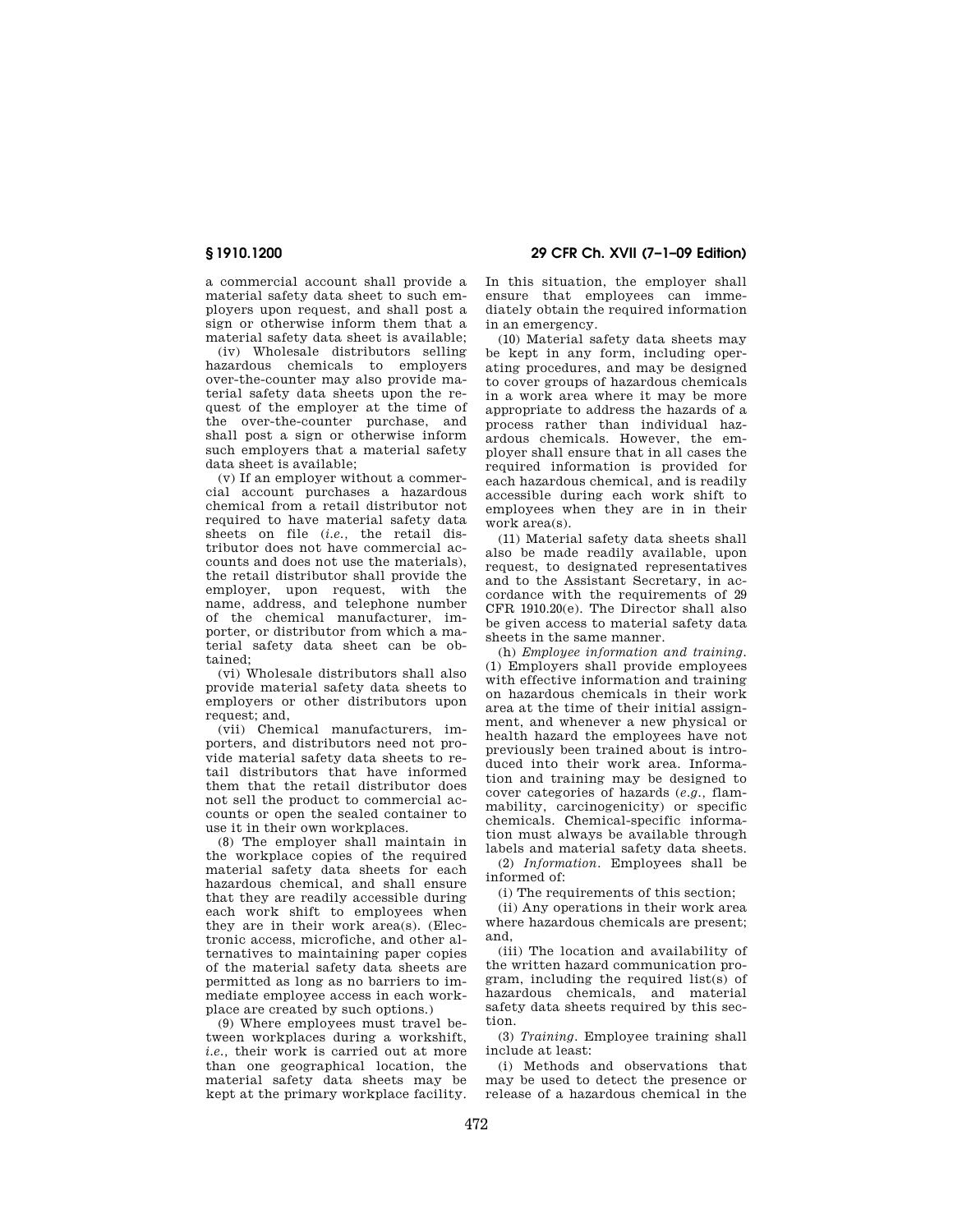a commercial account shall provide a material safety data sheet to such employers upon request, and shall post a sign or otherwise inform them that a material safety data sheet is available;

(iv) Wholesale distributors selling hazardous chemicals to employers over-the-counter may also provide material safety data sheets upon the request of the employer at the time of the over-the-counter purchase, and shall post a sign or otherwise inform such employers that a material safety data sheet is available;

(v) If an employer without a commercial account purchases a hazardous chemical from a retail distributor not required to have material safety data sheets on file (*i.e.*, the retail distributor does not have commercial accounts and does not use the materials), the retail distributor shall provide the employer, upon request, with the name, address, and telephone number of the chemical manufacturer, importer, or distributor from which a material safety data sheet can be obtained;

(vi) Wholesale distributors shall also provide material safety data sheets to employers or other distributors upon request; and,

(vii) Chemical manufacturers, importers, and distributors need not provide material safety data sheets to retail distributors that have informed them that the retail distributor does not sell the product to commercial accounts or open the sealed container to use it in their own workplaces.

(8) The employer shall maintain in the workplace copies of the required material safety data sheets for each hazardous chemical, and shall ensure that they are readily accessible during each work shift to employees when they are in their work area(s). (Electronic access, microfiche, and other alternatives to maintaining paper copies of the material safety data sheets are permitted as long as no barriers to immediate employee access in each workplace are created by such options.)

(9) Where employees must travel between workplaces during a workshift, *i.e.*, their work is carried out at more than one geographical location, the material safety data sheets may be kept at the primary workplace facility. In this situation, the employer shall ensure that employees can immediately obtain the required information in an emergency.

(10) Material safety data sheets may be kept in any form, including operating procedures, and may be designed to cover groups of hazardous chemicals in a work area where it may be more appropriate to address the hazards of a process rather than individual hazardous chemicals. However, the employer shall ensure that in all cases the required information is provided for each hazardous chemical, and is readily accessible during each work shift to employees when they are in in their work area(s).

(11) Material safety data sheets shall also be made readily available, upon request, to designated representatives and to the Assistant Secretary, in accordance with the requirements of 29 CFR 1910.20(e). The Director shall also be given access to material safety data sheets in the same manner.

(h) *Employee information and training.* (1) Employers shall provide employees with effective information and training on hazardous chemicals in their work area at the time of their initial assignment, and whenever a new physical or health hazard the employees have not previously been trained about is introduced into their work area. Information and training may be designed to cover categories of hazards (*e.g.*, flammability, carcinogenicity) or specific chemicals. Chemical-specific information must always be available through labels and material safety data sheets.

(2) *Information.* Employees shall be informed of:

(i) The requirements of this section;

(ii) Any operations in their work area where hazardous chemicals are present; and,

(iii) The location and availability of the written hazard communication program, including the required list(s) of hazardous chemicals, and material safety data sheets required by this section.

(3) *Training.* Employee training shall include at least:

(i) Methods and observations that may be used to detect the presence or release of a hazardous chemical in the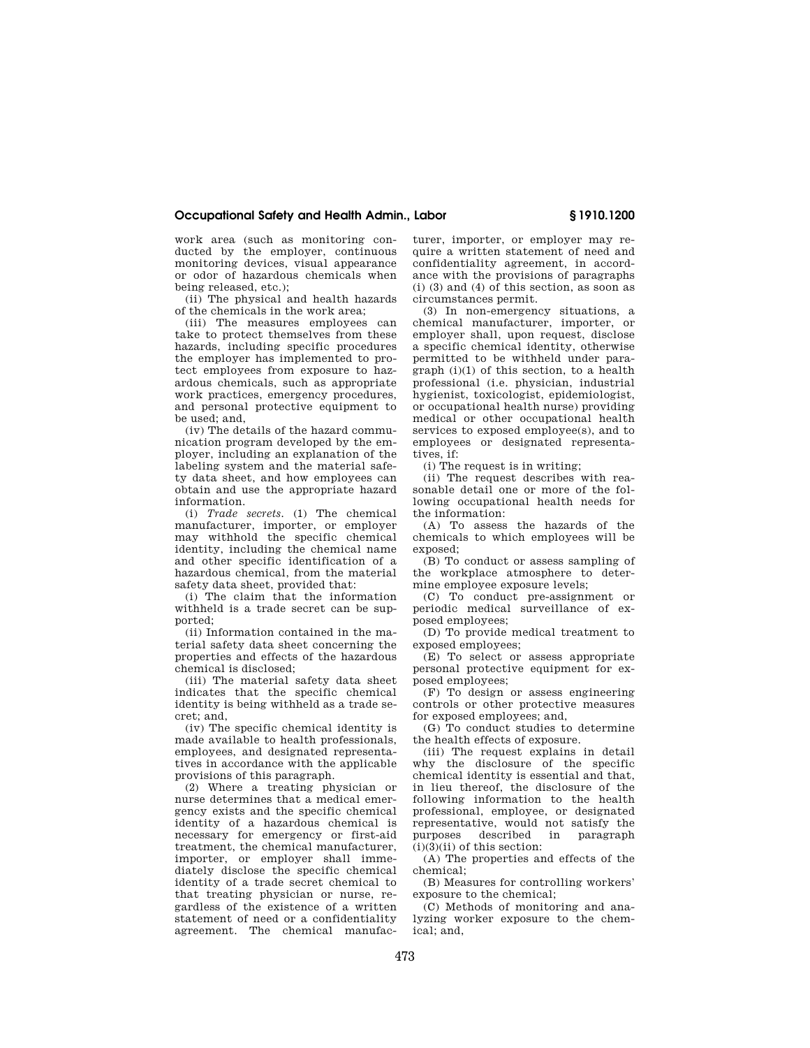work area (such as monitoring conducted by the employer, continuous monitoring devices, visual appearance or odor of hazardous chemicals when being released, etc.);

(ii) The physical and health hazards of the chemicals in the work area;

(iii) The measures employees can take to protect themselves from these hazards, including specific procedures the employer has implemented to protect employees from exposure to hazardous chemicals, such as appropriate work practices, emergency procedures, and personal protective equipment to be used; and,

(iv) The details of the hazard communication program developed by the employer, including an explanation of the labeling system and the material safety data sheet, and how employees can obtain and use the appropriate hazard information.

(i) *Trade secrets.* (1) The chemical manufacturer, importer, or employer may withhold the specific chemical identity, including the chemical name and other specific identification of a hazardous chemical, from the material safety data sheet, provided that:

(i) The claim that the information withheld is a trade secret can be supported;

(ii) Information contained in the material safety data sheet concerning the properties and effects of the hazardous chemical is disclosed;

(iii) The material safety data sheet indicates that the specific chemical identity is being withheld as a trade secret; and,

(iv) The specific chemical identity is made available to health professionals, employees, and designated representatives in accordance with the applicable provisions of this paragraph.

(2) Where a treating physician or nurse determines that a medical emergency exists and the specific chemical identity of a hazardous chemical is necessary for emergency or first-aid treatment, the chemical manufacturer, importer, or employer shall immediately disclose the specific chemical identity of a trade secret chemical to that treating physician or nurse, regardless of the existence of a written statement of need or a confidentiality agreement. The chemical manufacturer, importer, or employer may require a written statement of need and confidentiality agreement, in accordance with the provisions of paragraphs (i) (3) and (4) of this section, as soon as circumstances permit.

(3) In non-emergency situations, a chemical manufacturer, importer, or employer shall, upon request, disclose a specific chemical identity, otherwise permitted to be withheld under paragraph (i)(1) of this section, to a health professional (i.e. physician, industrial hygienist, toxicologist, epidemiologist, or occupational health nurse) providing medical or other occupational health services to exposed employee(s), and to employees or designated representatives, if:

(i) The request is in writing;

(ii) The request describes with reasonable detail one or more of the following occupational health needs for the information:

(A) To assess the hazards of the chemicals to which employees will be exposed;

(B) To conduct or assess sampling of the workplace atmosphere to determine employee exposure levels;

(C) To conduct pre-assignment or periodic medical surveillance of exposed employees;

(D) To provide medical treatment to exposed employees;

(E) To select or assess appropriate personal protective equipment for exposed employees;

(F) To design or assess engineering controls or other protective measures for exposed employees; and,

(G) To conduct studies to determine the health effects of exposure.

(iii) The request explains in detail why the disclosure of the specific chemical identity is essential and that, in lieu thereof, the disclosure of the following information to the health professional, employee, or designated representative, would not satisfy the purposes described in paragraph (i)(3)(ii) of this section:

(A) The properties and effects of the chemical;

(B) Measures for controlling workers' exposure to the chemical;

(C) Methods of monitoring and analyzing worker exposure to the chemical; and,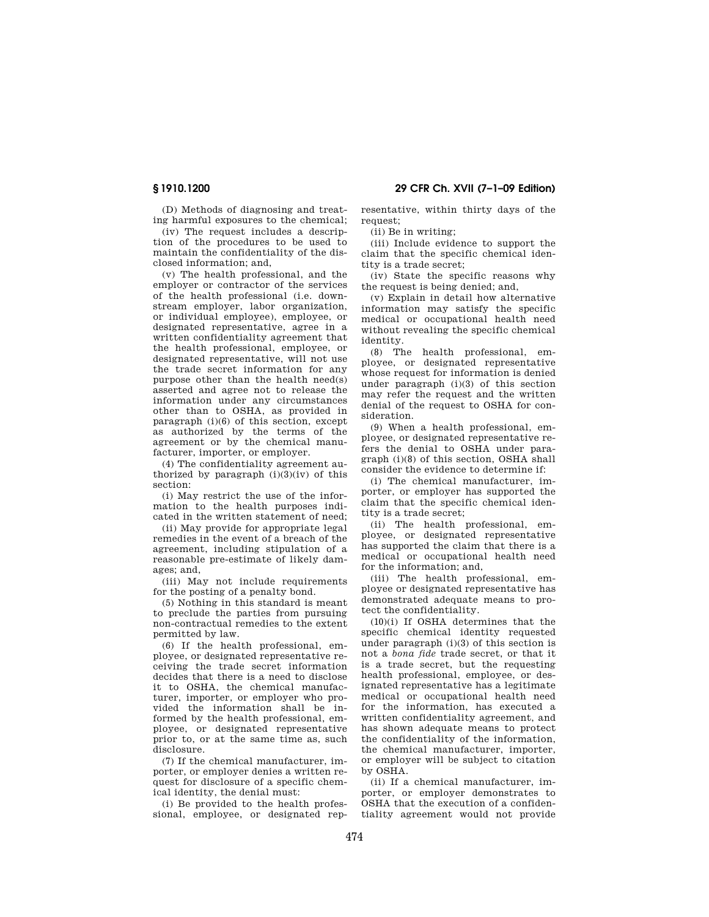(D) Methods of diagnosing and treating harmful exposures to the chemical;

(iv) The request includes a description of the procedures to be used to maintain the confidentiality of the disclosed information; and,

(v) The health professional, and the employer or contractor of the services of the health professional (i.e. downstream employer, labor organization, or individual employee), employee, or designated representative, agree in a written confidentiality agreement that the health professional, employee, or designated representative, will not use the trade secret information for any purpose other than the health need(s) asserted and agree not to release the information under any circumstances other than to OSHA, as provided in paragraph (i)(6) of this section, except as authorized by the terms of the agreement or by the chemical manufacturer, importer, or employer.

(4) The confidentiality agreement authorized by paragraph (i)(3)(iv) of this section:

(i) May restrict the use of the information to the health purposes indicated in the written statement of need;

(ii) May provide for appropriate legal remedies in the event of a breach of the agreement, including stipulation of a reasonable pre-estimate of likely damages; and,

(iii) May not include requirements for the posting of a penalty bond.

(5) Nothing in this standard is meant to preclude the parties from pursuing non-contractual remedies to the extent permitted by law.

(6) If the health professional, employee, or designated representative receiving the trade secret information decides that there is a need to disclose it to OSHA, the chemical manufacturer, importer, or employer who provided the information shall be informed by the health professional, employee, or designated representative prior to, or at the same time as, such disclosure.

(7) If the chemical manufacturer, importer, or employer denies a written request for disclosure of a specific chemical identity, the denial must:

(i) Be provided to the health professional, employee, or designated representative, within thirty days of the request;

(ii) Be in writing;

(iii) Include evidence to support the claim that the specific chemical identity is a trade secret;

(iv) State the specific reasons why the request is being denied; and,

(v) Explain in detail how alternative information may satisfy the specific medical or occupational health need without revealing the specific chemical identity.

(8) The health professional, employee, or designated representative whose request for information is denied under paragraph (i)(3) of this section may refer the request and the written denial of the request to OSHA for consideration.

(9) When a health professional, employee, or designated representative refers the denial to OSHA under paragraph (i)(8) of this section, OSHA shall consider the evidence to determine if:

(i) The chemical manufacturer, importer, or employer has supported the claim that the specific chemical identity is a trade secret;

(ii) The health professional, employee, or designated representative has supported the claim that there is a medical or occupational health need for the information; and,

(iii) The health professional, employee or designated representative has demonstrated adequate means to protect the confidentiality.

(10)(i) If OSHA determines that the specific chemical identity requested under paragraph (i)(3) of this section is not a *bona fide* trade secret, or that it is a trade secret, but the requesting health professional, employee, or designated representative has a legitimate medical or occupational health need for the information, has executed a written confidentiality agreement, and has shown adequate means to protect the confidentiality of the information, the chemical manufacturer, importer, or employer will be subject to citation by OSHA.

(ii) If a chemical manufacturer, importer, or employer demonstrates to OSHA that the execution of a confidentiality agreement would not provide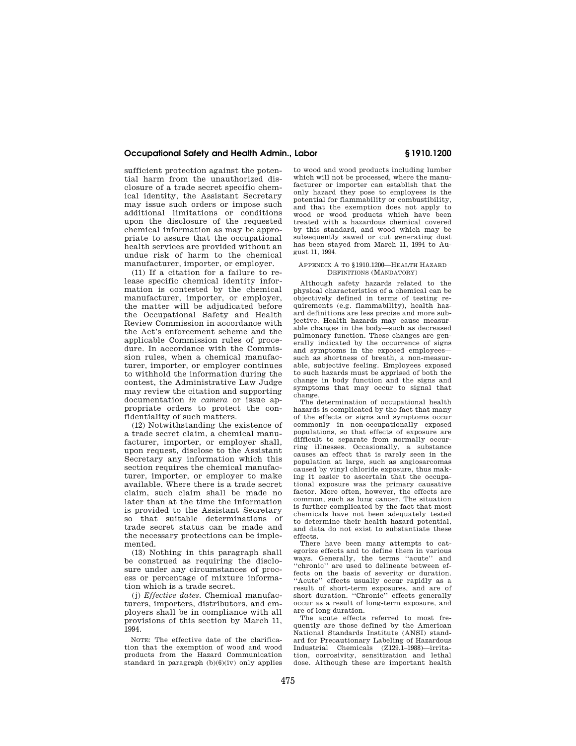sufficient protection against the potential harm from the unauthorized disclosure of a trade secret specific chemical identity, the Assistant Secretary may issue such orders or impose such additional limitations or conditions upon the disclosure of the requested chemical information as may be appropriate to assure that the occupational health services are provided without an undue risk of harm to the chemical manufacturer, importer, or employer.

(11) If a citation for a failure to release specific chemical identity information is contested by the chemical manufacturer, importer, or employer, the matter will be adjudicated before the Occupational Safety and Health Review Commission in accordance with the Act's enforcement scheme and the applicable Commission rules of procedure. In accordance with the Commission rules, when a chemical manufacturer, importer, or employer continues to withhold the information during the contest, the Administrative Law Judge may review the citation and supporting documentation *in camera* or issue appropriate orders to protect the confidentiality of such matters.

(12) Notwithstanding the existence of a trade secret claim, a chemical manufacturer, importer, or employer shall, upon request, disclose to the Assistant Secretary any information which this section requires the chemical manufacturer, importer, or employer to make available. Where there is a trade secret claim, such claim shall be made no later than at the time the information is provided to the Assistant Secretary so that suitable determinations of trade secret status can be made and the necessary protections can be implemented.

(13) Nothing in this paragraph shall be construed as requiring the disclosure under any circumstances of process or percentage of mixture information which is a trade secret.

(j) *Effective dates.* Chemical manufacturers, importers, distributors, and employers shall be in compliance with all provisions of this section by March 11, 1994.

NOTE: The effective date of the clarification that the exemption of wood and wood products from the Hazard Communication standard in paragraph (b)(6)(iv) only applies to wood and wood products including lumber which will not be processed, where the manufacturer or importer can establish that the only hazard they pose to employees is the potential for flammability or combustibility, and that the exemption does not apply to wood or wood products which have been treated with a hazardous chemical covered by this standard, and wood which may be subsequently sawed or cut generating dust has been stayed from March 11, 1994 to August 11, 1994.

## APPENDIX A TO §1910.1200—HEALTH HAZARD DEFINITIONS (MANDATORY)

Although safety hazards related to the physical characteristics of a chemical can be objectively defined in terms of testing requirements (e.g. flammability), health hazard definitions are less precise and more subjective. Health hazards may cause measurable changes in the body—such as decreased pulmonary function. These changes are generally indicated by the occurrence of signs and symptoms in the exposed employees—such as shortness of breath, a non-measurable, subjective feeling. Employees exposed to such hazards must be apprised of both the change in body function and the signs and symptoms that may occur to signal that change.

The determination of occupational health hazards is complicated by the fact that many of the effects or signs and symptoms occur commonly in non-occupationally exposed populations, so that effects of exposure are difficult to separate from normally occurring illnesses. Occasionally, a substance causes an effect that is rarely seen in the population at large, such as angiosarcomas caused by vinyl chloride exposure, thus making it easier to ascertain that the occupational exposure was the primary causative factor. More often, however, the effects are common, such as lung cancer. The situation is further complicated by the fact that most chemicals have not been adequately tested to determine their health hazard potential, and data do not exist to substantiate these effects.

There have been many attempts to categorize effects and to define them in various ways. Generally, the terms "acute" and "chronic" are used to delineate between effects on the basis of severity or duration. "Acute" effects usually occur rapidly as a result of short-term exposures, and are of short duration. "Chronic" effects generally occur as a result of long-term exposure, and are of long duration.

The acute effects referred to most frequently are those defined by the American National Standards Institute (ANSI) standard for Precautionary Labeling of Hazardous Industrial Chemicals (Z129.1–1988)—irritation, corrosivity, sensitization and lethal dose. Although these are important health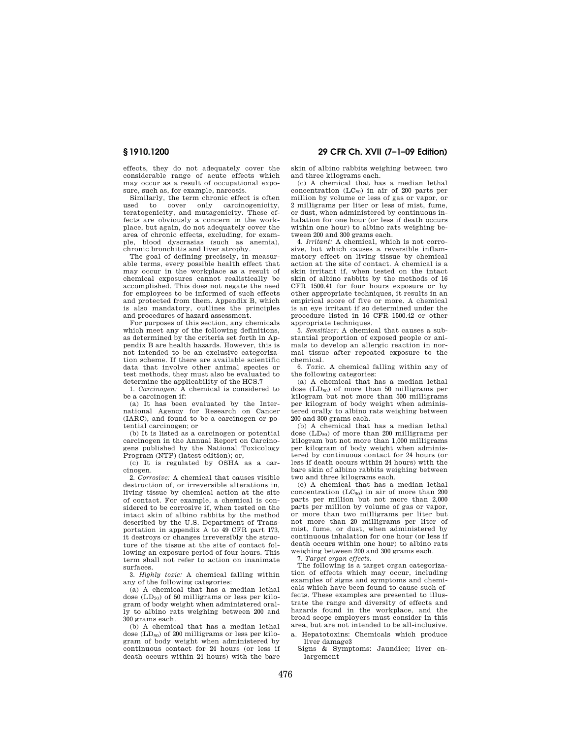effects, they do not adequately cover the considerable range of acute effects which may occur as a result of occupational exposure, such as, for example, narcosis.

Similarly, the term chronic effect is often used to cover only carcinogenicity, teratogenicity, and mutagenicity. These effects are obviously a concern in the workplace, but again, do not adequately cover the area of chronic effects, excluding, for example, blood dyscrasias (such as anemia), chronic bronchitis and liver atrophy.

The goal of defining precisely, in measurable terms, every possible health effect that may occur in the workplace as a result of chemical exposures cannot realistically be accomplished. This does not negate the need for employees to be informed of such effects and protected from them. Appendix B, which is also mandatory, outlines the principles and procedures of hazard assessment.

For purposes of this section, any chemicals which meet any of the following definitions, as determined by the criteria set forth in Appendix B are health hazards. However, this is not intended to be an exclusive categorization scheme. If there are available scientific data that involve other animal species or test methods, they must also be evaluated to determine the applicability of the HCS.7

1. *Carcinogen:* A chemical is considered to be a carcinogen if:

(a) It has been evaluated by the International Agency for Research on Cancer (IARC), and found to be a carcinogen or potential carcinogen; or

(b) It is listed as a carcinogen or potential carcinogen in the Annual Report on Carcinogens published by the National Toxicology Program (NTP) (latest edition); or,

(c) It is regulated by OSHA as a carcinogen.

2. *Corrosive:* A chemical that causes visible destruction of, or irreversible alterations in, living tissue by chemical action at the site of contact. For example, a chemical is considered to be corrosive if, when tested on the intact skin of albino rabbits by the method described by the U.S. Department of Transportation in appendix A to 49 CFR part 173, it destroys or changes irreversibly the structure of the tissue at the site of contact following an exposure period of four hours. This term shall not refer to action on inanimate surfaces.

3. *Highly toxic:* A chemical falling within any of the following categories:

(a) A chemical that has a median lethal dose ($LD_{50}$) of 50 milligrams or less per kilogram of body weight when administered orally to albino rats weighing between 200 and 300 grams each.

(b) A chemical that has a median lethal dose ($LD_{50}$) of 200 milligrams or less per kilogram of body weight when administered by continuous contact for 24 hours (or less if death occurs within 24 hours) with the bare skin of albino rabbits weighing between two and three kilograms each.

(c) A chemical that has a median lethal concentration ($LC_{50}$) in air of 200 parts per million by volume or less of gas or vapor, or 2 milligrams per liter or less of mist, fume, or dust, when administered by continuous inhalation for one hour (or less if death occurs within one hour) to albino rats weighing between 200 and 300 grams each.

4. *Irritant:* A chemical, which is not corrosive, but which causes a reversible inflammatory effect on living tissue by chemical action at the site of contact. A chemical is a skin irritant if, when tested on the intact skin of albino rabbits by the methods of 16 CFR 1500.41 for four hours exposure or by other appropriate techniques, it results in an empirical score of five or more. A chemical is an eye irritant if so determined under the procedure listed in 16 CFR 1500.42 or other appropriate techniques.

5. *Sensitizer:* A chemical that causes a substantial proportion of exposed people or animals to develop an allergic reaction in normal tissue after repeated exposure to the chemical.

6. *Toxic.* A chemical falling within any of the following categories:

(a) A chemical that has a median lethal dose ($LD_{50}$) of more than 50 milligrams per kilogram but not more than 500 milligrams per kilogram of body weight when administered orally to albino rats weighing between 200 and 300 grams each.

(b) A chemical that has a median lethal dose ($LD_{50}$) of more than 200 milligrams per kilogram but not more than 1,000 milligrams per kilogram of body weight when administered by continuous contact for 24 hours (or less if death occurs within 24 hours) with the bare skin of albino rabbits weighing between two and three kilograms each.

(c) A chemical that has a median lethal concentration ($LC_{50}$) in air of more than 200 parts per million but not more than 2,000 parts per million by volume of gas or vapor, or more than two milligrams per liter but not more than 20 milligrams per liter of mist, fume, or dust, when administered by continuous inhalation for one hour (or less if death occurs within one hour) to albino rats weighing between 200 and 300 grams each.

7. *Target organ effects.*

The following is a target organ categorization of effects which may occur, including examples of signs and symptoms and chemicals which have been found to cause such effects. These examples are presented to illustrate the range and diversity of effects and hazards found in the workplace, and the broad scope employers must consider in this area, but are not intended to be all-inclusive.

a. Hepatotoxins: Chemicals which produce liver damage3

Signs & Symptoms: Jaundice; liver enlargement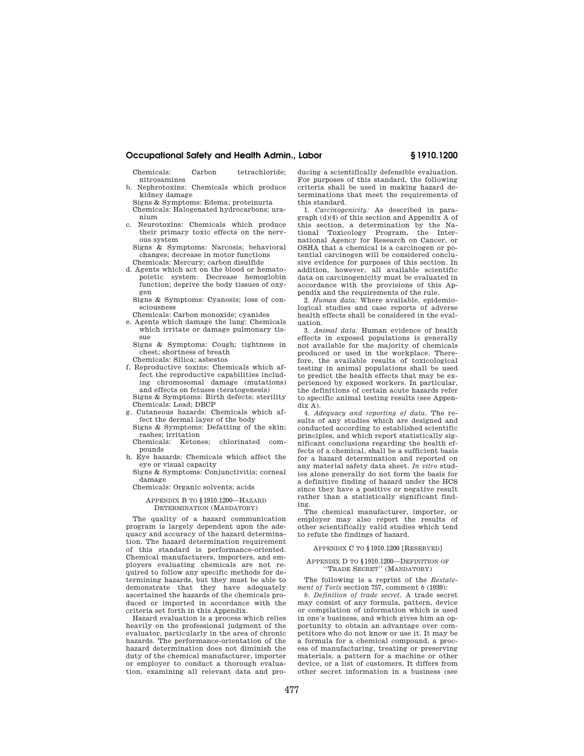Chemicals: Carbon tetrachloride; nitrosamines

b. Nephrotoxins: Chemicals which produce kidney damage

Signs & Symptoms: Edema; proteinuria

Chemicals: Halogenated hydrocarbons; uranium

c. Neurotoxins: Chemicals which produce their primary toxic effects on the nervous system

Signs & Symptoms: Narcosis; behavioral changes; decrease in motor functions

Chemicals: Mercury; carbon disulfide

d. Agents which act on the blood or hematopoietic system: Decrease hemoglobin function; deprive the body tissues of oxygen

Signs & Symptoms: Cyanosis; loss of consciousness

Chemicals: Carbon monoxide; cyanides

e. Agents which damage the lung: Chemicals which irritate or damage pulmonary tissue

Signs & Symptoms: Cough; tightness in chest; shortness of breath

Chemicals: Silica; asbestos

f. Reproductive toxins: Chemicals which affect the reproductive capabilities including chromosomal damage (mutations) and effects on fetuses (teratogenesis)

Signs & Symptoms: Birth defects; sterility

Chemicals: Lead; DBCP

g. Cutaneous hazards: Chemicals which affect the dermal layer of the body

Signs & Symptoms: Defatting of the skin; rashes; irritation

Chemicals: Ketones; chlorinated compounds

h. Eye hazards: Chemicals which affect the eye or visual capacity

Signs & Symptoms: Conjunctivitis; corneal damage

Chemicals: Organic solvents; acids

## APPENDIX B TO §1910.1200—HAZARD DETERMINATION (MANDATORY)

The quality of a hazard communication program is largely dependent upon the adequacy and accuracy of the hazard determination. The hazard determination requirement of this standard is performance-oriented. Chemical manufacturers, importers, and employers evaluating chemicals are not required to follow any specific methods for determining hazards, but they must be able to demonstrate that they have adequately ascertained the hazards of the chemicals produced or imported in accordance with the criteria set forth in this Appendix.

Hazard evaluation is a process which relies heavily on the professional judgment of the evaluator, particularly in the area of chronic hazards. The performance-orientation of the hazard determination does not diminish the duty of the chemical manufacturer, importer or employer to conduct a thorough evaluation, examining all relevant data and producing a scientifically defensible evaluation. For purposes of this standard, the following criteria shall be used in making hazard determinations that meet the requirements of this standard.

1. *Carcinogenicity:* As described in paragraph (d)(4) of this section and Appendix A of this section, a determination by the National Toxicology Program, the International Agency for Research on Cancer, or OSHA that a chemical is a carcinogen or potential carcinogen will be considered conclusive evidence for purposes of this section. In addition, however, all available scientific data on carcinogenicity must be evaluated in accordance with the provisions of this Appendix and the requirements of the rule.

2. *Human data:* Where available, epidemiological studies and case reports of adverse health effects shall be considered in the evaluation.

3. *Animal data:* Human evidence of health effects in exposed populations is generally not available for the majority of chemicals produced or used in the workplace. Therefore, the available results of toxicological testing in animal populations shall be used to predict the health effects that may be experienced by exposed workers. In particular, the definitions of certain acute hazards refer to specific animal testing results (see Appendix A).

4. *Adequacy and reporting of data.* The results of any studies which are designed and conducted according to established scientific principles, and which report statistically significant conclusions regarding the health effects of a chemical, shall be a sufficient basis for a hazard determination and reported on any material safety data sheet. *In vitro* studies alone generally do not form the basis for a definitive finding of hazard under the HCS since they have a positive or negative result rather than a statistically significant finding.

The chemical manufacturer, importer, or employer may also report the results of other scientifically valid studies which tend to refute the findings of hazard.

## APPENDIX C TO §1910.1200 [RESERVED]

## APPENDIX D TO §1910.1200—DEFINITION OF "TRADE SECRET" (MANDATORY)

The following is a reprint of the *Restatement of Torts* section 757, comment *b* (1939):

*b. Definition of trade secret.* A trade secret may consist of any formula, pattern, device or compilation of information which is used in one's business, and which gives him an opportunity to obtain an advantage over competitors who do not know or use it. It may be a formula for a chemical compound, a process of manufacturing, treating or preserving materials, a pattern for a machine or other device, or a list of customers. It differs from other secret information in a business (see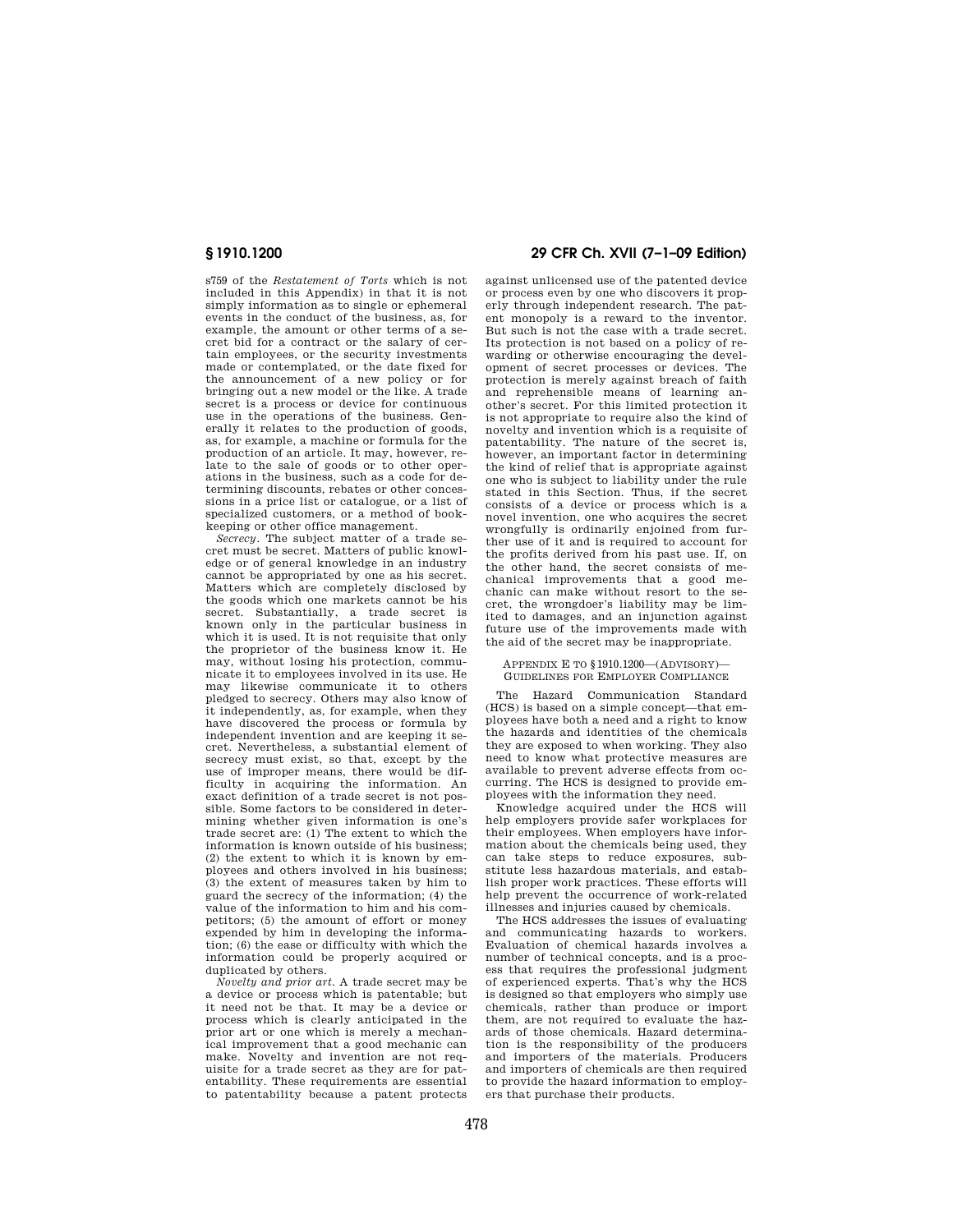s759 of the *Restatement of Torts* which is not included in this Appendix) in that it is not simply information as to single or ephemeral events in the conduct of the business, as, for example, the amount or other terms of a secret bid for a contract or the salary of certain employees, or the security investments made or contemplated, or the date fixed for the announcement of a new policy or for bringing out a new model or the like. A trade secret is a process or device for continuous use in the operations of the business. Generally it relates to the production of goods, as, for example, a machine or formula for the production of an article. It may, however, relate to the sale of goods or to other operations in the business, such as a code for determining discounts, rebates or other concessions in a price list or catalogue, or a list of specialized customers, or a method of bookkeeping or other office management.

*Secrecy*. The subject matter of a trade secret must be secret. Matters of public knowledge or of general knowledge in an industry cannot be appropriated by one as his secret. Matters which are completely disclosed by the goods which one markets cannot be his secret. Substantially, a trade secret is known only in the particular business in which it is used. It is not requisite that only the proprietor of the business know it. He may, without losing his protection, communicate it to employees involved in its use. He may likewise communicate it to others pledged to secrecy. Others may also know of it independently, as, for example, when they have discovered the process or formula by independent invention and are keeping it secret. Nevertheless, a substantial element of secrecy must exist, so that, except by the use of improper means, there would be difficulty in acquiring the information. An exact definition of a trade secret is not possible. Some factors to be considered in determining whether given information is one's trade secret are: (1) The extent to which the information is known outside of his business; (2) the extent to which it is known by employees and others involved in his business; (3) the extent of measures taken by him to guard the secrecy of the information; (4) the value of the information to him and his competitors; (5) the amount of effort or money expended by him in developing the information; (6) the ease or difficulty with which the information could be properly acquired or duplicated by others.

*Novelty and prior art*. A trade secret may be a device or process which is patentable; but it need not be that. It may be a device or process which is clearly anticipated in the prior art or one which is merely a mechanical improvement that a good mechanic can make. Novelty and invention are not requisite for a trade secret as they are for patentability. These requirements are essential to patentability because a patent protects against unlicensed use of the patented device or process even by one who discovers it properly through independent research. The patent monopoly is a reward to the inventor. But such is not the case with a trade secret. Its protection is not based on a policy of rewarding or otherwise encouraging the development of secret processes or devices. The protection is merely against breach of faith and reprehensible means of learning another's secret. For this limited protection it is not appropriate to require also the kind of novelty and invention which is a requisite of patentability. The nature of the secret is, however, an important factor in determining the kind of relief that is appropriate against one who is subject to liability under the rule stated in this Section. Thus, if the secret consists of a device or process which is a novel invention, one who acquires the secret wrongfully is ordinarily enjoined from further use of it and is required to account for the profits derived from his past use. If, on the other hand, the secret consists of mechanical improvements that a good mechanic can make without resort to the secret, the wrongdoer's liability may be limited to damages, and an injunction against future use of the improvements made with the aid of the secret may be inappropriate.

## APPENDIX E TO §1910.1200—(ADVISORY)—GUIDELINES FOR EMPLOYER COMPLIANCE

The Hazard Communication Standard (HCS) is based on a simple concept—that employees have both a need and a right to know the hazards and identities of the chemicals they are exposed to when working. They also need to know what protective measures are available to prevent adverse effects from occurring. The HCS is designed to provide employees with the information they need.

Knowledge acquired under the HCS will help employers provide safer workplaces for their employees. When employers have information about the chemicals being used, they can take steps to reduce exposures, substitute less hazardous materials, and establish proper work practices. These efforts will help prevent the occurrence of work-related illnesses and injuries caused by chemicals.

The HCS addresses the issues of evaluating and communicating hazards to workers. Evaluation of chemical hazards involves a number of technical concepts, and is a process that requires the professional judgment of experienced experts. That's why the HCS is designed so that employers who simply use chemicals, rather than produce or import them, are not required to evaluate the hazards of those chemicals. Hazard determination is the responsibility of the producers and importers of the materials. Producers and importers of chemicals are then required to provide the hazard information to employers that purchase their products.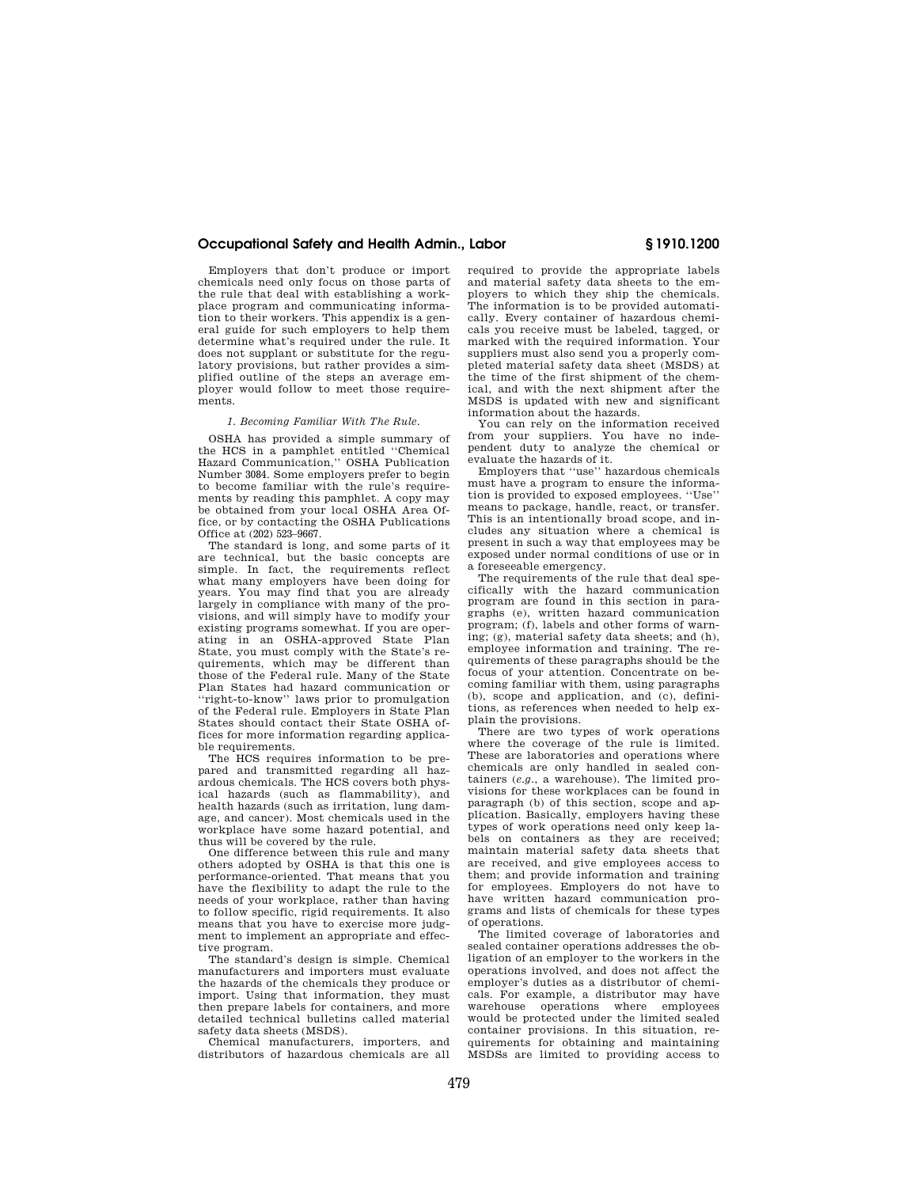Employers that don't produce or import chemicals need only focus on those parts of the rule that deal with establishing a workplace program and communicating information to their workers. This appendix is a general guide for such employers to help them determine what's required under the rule. It does not supplant or substitute for the regulatory provisions, but rather provides a simplified outline of the steps an average employer would follow to meet those requirements.

*1. Becoming Familiar With The Rule.*

OSHA has provided a simple summary of the HCS in a pamphlet entitled ''Chemical Hazard Communication,'' OSHA Publication Number 3084. Some employers prefer to begin to become familiar with the rule's requirements by reading this pamphlet. A copy may be obtained from your local OSHA Area Office, or by contacting the OSHA Publications Office at (202) 523–9667.

The standard is long, and some parts of it are technical, but the basic concepts are simple. In fact, the requirements reflect what many employers have been doing for years. You may find that you are already largely in compliance with many of the provisions, and will simply have to modify your existing programs somewhat. If you are operating in an OSHA-approved State Plan State, you must comply with the State's requirements, which may be different than those of the Federal rule. Many of the State Plan States had hazard communication or ''right-to-know'' laws prior to promulgation of the Federal rule. Employers in State Plan States should contact their State OSHA offices for more information regarding applicable requirements.

The HCS requires information to be prepared and transmitted regarding all hazardous chemicals. The HCS covers both physical hazards (such as flammability), and health hazards (such as irritation, lung damage, and cancer). Most chemicals used in the workplace have some hazard potential, and thus will be covered by the rule.

One difference between this rule and many others adopted by OSHA is that this one is performance-oriented. That means that you have the flexibility to adapt the rule to the needs of your workplace, rather than having to follow specific, rigid requirements. It also means that you have to exercise more judgment to implement an appropriate and effective program.

The standard's design is simple. Chemical manufacturers and importers must evaluate the hazards of the chemicals they produce or import. Using that information, they must then prepare labels for containers, and more detailed technical bulletins called material safety data sheets (MSDS).

Chemical manufacturers, importers, and distributors of hazardous chemicals are all required to provide the appropriate labels and material safety data sheets to the employers to which they ship the chemicals. The information is to be provided automatically. Every container of hazardous chemicals you receive must be labeled, tagged, or marked with the required information. Your suppliers must also send you a properly completed material safety data sheet (MSDS) at the time of the first shipment of the chemical, and with the next shipment after the MSDS is updated with new and significant information about the hazards.

You can rely on the information received from your suppliers. You have no independent duty to analyze the chemical or evaluate the hazards of it.

Employers that ''use'' hazardous chemicals must have a program to ensure the information is provided to exposed employees. ''Use'' means to package, handle, react, or transfer. This is an intentionally broad scope, and includes any situation where a chemical is present in such a way that employees may be exposed under normal conditions of use or in a foreseeable emergency.

The requirements of the rule that deal specifically with the hazard communication program are found in this section in paragraphs (e), written hazard communication program; (f), labels and other forms of warning; (g), material safety data sheets; and (h), employee information and training. The requirements of these paragraphs should be the focus of your attention. Concentrate on becoming familiar with them, using paragraphs (b), scope and application, and (c), definitions, as references when needed to help explain the provisions.

There are two types of work operations where the coverage of the rule is limited. These are laboratories and operations where chemicals are only handled in sealed containers (*e.g.*, a warehouse). The limited provisions for these workplaces can be found in paragraph (b) of this section, scope and application. Basically, employers having these types of work operations need only keep labels on containers as they are received; maintain material safety data sheets that are received, and give employees access to them; and provide information and training for employees. Employers do not have to have written hazard communication programs and lists of chemicals for these types of operations.

The limited coverage of laboratories and sealed container operations addresses the obligation of an employer to the workers in the operations involved, and does not affect the employer's duties as a distributor of chemicals. For example, a distributor may have warehouse operations where employees would be protected under the limited sealed container provisions. In this situation, requirements for obtaining and maintaining MSDSs are limited to providing access to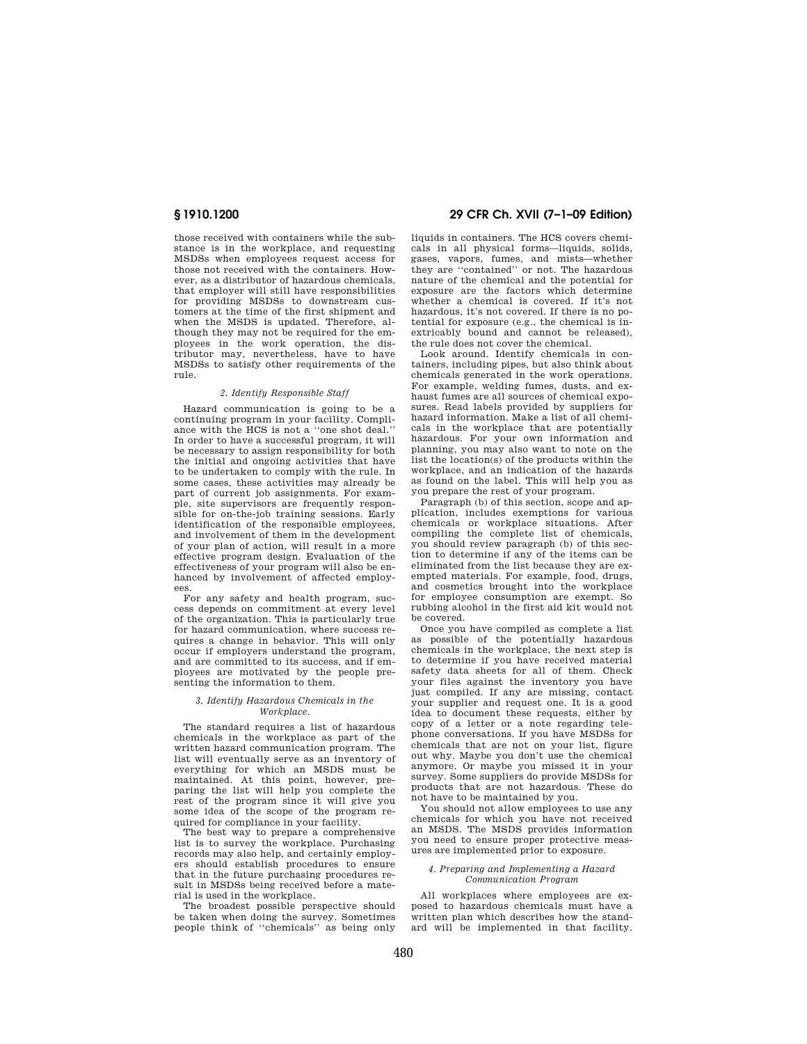those received with containers while the substance is in the workplace, and requesting MSDSs when employees request access for those not received with the containers. However, as a distributor of hazardous chemicals, that employer will still have responsibilities for providing MSDSs to downstream customers at the time of the first shipment and when the MSDS is updated. Therefore, although they may not be required for the employees in the work operation, the distributor may, nevertheless, have to have MSDSs to satisfy other requirements of the rule.

### *2. Identify Responsible Staff*

Hazard communication is going to be a continuing program in your facility. Compliance with the HCS is not a ''one shot deal.'' In order to have a successful program, it will be necessary to assign responsibility for both the initial and ongoing activities that have to be undertaken to comply with the rule. In some cases, these activities may already be part of current job assignments. For example, site supervisors are frequently responsible for on-the-job training sessions. Early identification of the responsible employees, and involvement of them in the development of your plan of action, will result in a more effective program design. Evaluation of the effectiveness of your program will also be enhanced by involvement of affected employees.

For any safety and health program, success depends on commitment at every level of the organization. This is particularly true for hazard communication, where success requires a change in behavior. This will only occur if employers understand the program, and are committed to its success, and if employees are motivated by the people presenting the information to them.

### *3. Identify Hazardous Chemicals in the Workplace.*

The standard requires a list of hazardous chemicals in the workplace as part of the written hazard communication program. The list will eventually serve as an inventory of everything for which an MSDS must be maintained. At this point, however, preparing the list will help you complete the rest of the program since it will give you some idea of the scope of the program required for compliance in your facility.

The best way to prepare a comprehensive list is to survey the workplace. Purchasing records may also help, and certainly employers should establish procedures to ensure that in the future purchasing procedures result in MSDSs being received before a material is used in the workplace.

The broadest possible perspective should be taken when doing the survey. Sometimes people think of ''chemicals'' as being only liquids in containers. The HCS covers chemicals in all physical forms—liquids, solids, gases, vapors, fumes, and mists—whether they are ''contained'' or not. The hazardous nature of the chemical and the potential for exposure are the factors which determine whether a chemical is covered. If it's not hazardous, it's not covered. If there is no potential for exposure (e.g., the chemical is inextricably bound and cannot be released), the rule does not cover the chemical.

Look around. Identify chemicals in containers, including pipes, but also think about chemicals generated in the work operations. For example, welding fumes, dusts, and exhaust fumes are all sources of chemical exposures. Read labels provided by suppliers for hazard information. Make a list of all chemicals in the workplace that are potentially hazardous. For your own information and planning, you may also want to note on the list the location(s) of the products within the workplace, and an indication of the hazards as found on the label. This will help you as you prepare the rest of your program.

Paragraph (b) of this section, scope and application, includes exemptions for various chemicals or workplace situations. After compiling the complete list of chemicals, you should review paragraph (b) of this section to determine if any of the items can be eliminated from the list because they are exempted materials. For example, food, drugs, and cosmetics brought into the workplace for employee consumption are exempt. So rubbing alcohol in the first aid kit would not be covered.

Once you have compiled as complete a list as possible of the potentially hazardous chemicals in the workplace, the next step is to determine if you have received material safety data sheets for all of them. Check your files against the inventory you have just compiled. If any are missing, contact your supplier and request one. It is a good idea to document these requests, either by copy of a letter or a note regarding telephone conversations. If you have MSDSs for chemicals that are not on your list, figure out why. Maybe you don't use the chemical anymore. Or maybe you missed it in your survey. Some suppliers do provide MSDSs for products that are not hazardous. These do not have to be maintained by you.

You should not allow employees to use any chemicals for which you have not received an MSDS. The MSDS provides information you need to ensure proper protective measures are implemented prior to exposure.

### *4. Preparing and Implementing a Hazard Communication Program*

All workplaces where employees are exposed to hazardous chemicals must have a written plan which describes how the standard will be implemented in that facility.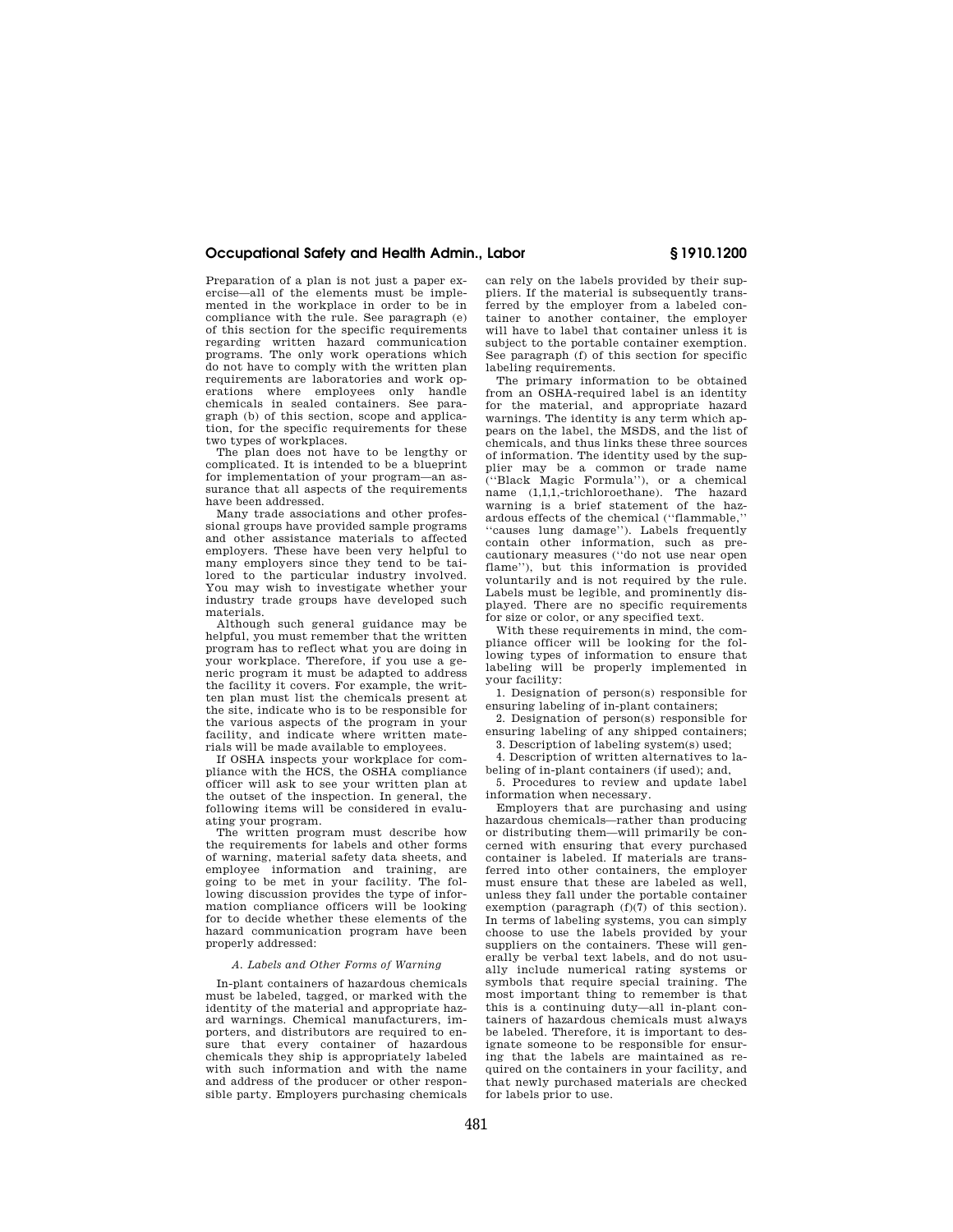Preparation of a plan is not just a paper exercise—all of the elements must be implemented in the workplace in order to be in compliance with the rule. See paragraph (e) of this section for the specific requirements regarding written hazard communication programs. The only work operations which do not have to comply with the written plan requirements are laboratories and work operations where employees only handle chemicals in sealed containers. See paragraph (b) of this section, scope and application, for the specific requirements for these two types of workplaces.

The plan does not have to be lengthy or complicated. It is intended to be a blueprint for implementation of your program—an assurance that all aspects of the requirements have been addressed.

Many trade associations and other professional groups have provided sample programs and other assistance materials to affected employers. These have been very helpful to many employers since they tend to be tailored to the particular industry involved. You may wish to investigate whether your industry trade groups have developed such materials.

Although such general guidance may be helpful, you must remember that the written program has to reflect what you are doing in your workplace. Therefore, if you use a generic program it must be adapted to address the facility it covers. For example, the written plan must list the chemicals present at the site, indicate who is to be responsible for the various aspects of the program in your facility, and indicate where written materials will be made available to employees.

If OSHA inspects your workplace for compliance with the HCS, the OSHA compliance officer will ask to see your written plan at the outset of the inspection. In general, the following items will be considered in evaluating your program.

The written program must describe how the requirements for labels and other forms of warning, material safety data sheets, and employee information and training, are going to be met in your facility. The following discussion provides the type of information compliance officers will be looking for to decide whether these elements of the hazard communication program have been properly addressed:

*A. Labels and Other Forms of Warning*

In-plant containers of hazardous chemicals must be labeled, tagged, or marked with the identity of the material and appropriate hazard warnings. Chemical manufacturers, importers, and distributors are required to ensure that every container of hazardous chemicals they ship is appropriately labeled with such information and with the name and address of the producer or other responsible party. Employers purchasing chemicals can rely on the labels provided by their suppliers. If the material is subsequently transferred by the employer from a labeled container to another container, the employer will have to label that container unless it is subject to the portable container exemption. See paragraph (f) of this section for specific labeling requirements.

The primary information to be obtained from an OSHA-required label is an identity for the material, and appropriate hazard warnings. The identity is any term which appears on the label, the MSDS, and the list of chemicals, and thus links these three sources of information. The identity used by the supplier may be a common or trade name (''Black Magic Formula''), or a chemical name (1,1,1,-trichloroethane). The hazard warning is a brief statement of the hazardous effects of the chemical (''flammable,'' ''causes lung damage''). Labels frequently contain other information, such as precautionary measures (''do not use near open flame''), but this information is provided voluntarily and is not required by the rule. Labels must be legible, and prominently displayed. There are no specific requirements for size or color, or any specified text.

With these requirements in mind, the compliance officer will be looking for the following types of information to ensure that labeling will be properly implemented in your facility:

1. Designation of person(s) responsible for ensuring labeling of in-plant containers;
2. Designation of person(s) responsible for ensuring labeling of any shipped containers;
3. Description of labeling system(s) used;
4. Description of written alternatives to labeling of in-plant containers (if used); and,
5. Procedures to review and update label information when necessary.

Employers that are purchasing and using hazardous chemicals—rather than producing or distributing them—will primarily be concerned with ensuring that every purchased container is labeled. If materials are transferred into other containers, the employer must ensure that these are labeled as well, unless they fall under the portable container exemption (paragraph (f)(7) of this section). In terms of labeling systems, you can simply choose to use the labels provided by your suppliers on the containers. These will generally be verbal text labels, and do not usually include numerical rating systems or symbols that require special training. The most important thing to remember is that this is a continuing duty—all in-plant containers of hazardous chemicals must always be labeled. Therefore, it is important to designate someone to be responsible for ensuring that the labels are maintained as required on the containers in your facility, and that newly purchased materials are checked for labels prior to use.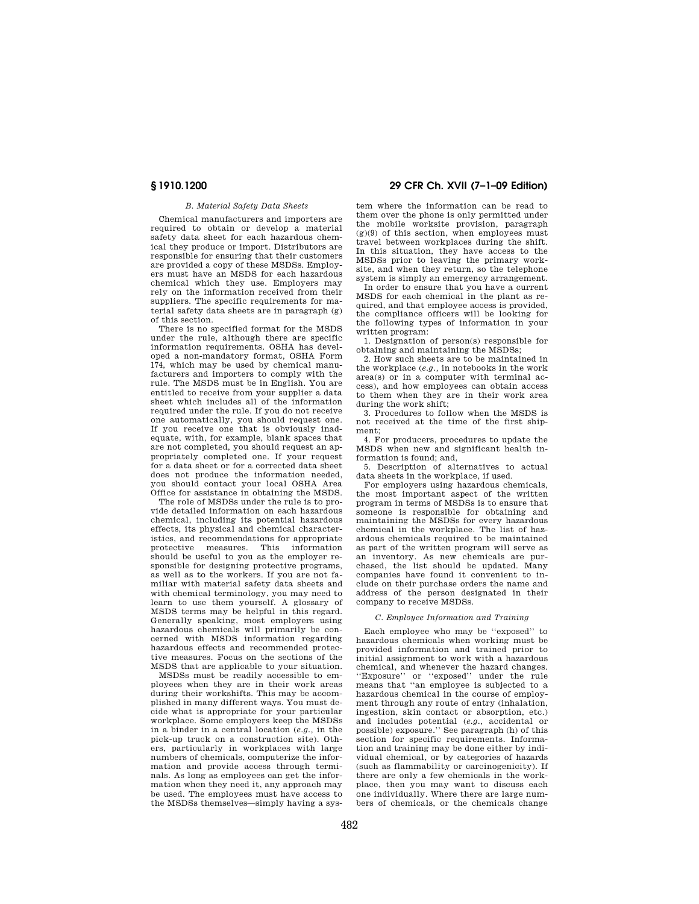### *B. Material Safety Data Sheets*

Chemical manufacturers and importers are required to obtain or develop a material safety data sheet for each hazardous chemical they produce or import. Distributors are responsible for ensuring that their customers are provided a copy of these MSDSs. Employers must have an MSDS for each hazardous chemical which they use. Employers may rely on the information received from their suppliers. The specific requirements for material safety data sheets are in paragraph (g) of this section.

There is no specified format for the MSDS under the rule, although there are specific information requirements. OSHA has developed a non-mandatory format, OSHA Form 174, which may be used by chemical manufacturers and importers to comply with the rule. The MSDS must be in English. You are entitled to receive from your supplier a data sheet which includes all of the information required under the rule. If you do not receive one automatically, you should request one. If you receive one that is obviously inadequate, with, for example, blank spaces that are not completed, you should request an appropriately completed one. If your request for a data sheet or for a corrected data sheet does not produce the information needed, you should contact your local OSHA Area Office for assistance in obtaining the MSDS.

The role of MSDSs under the rule is to provide detailed information on each hazardous chemical, including its potential hazardous effects, its physical and chemical characteristics, and recommendations for appropriate protective measures. This information should be useful to you as the employer responsible for designing protective programs, as well as to the workers. If you are not familiar with material safety data sheets and with chemical terminology, you may need to learn to use them yourself. A glossary of MSDS terms may be helpful in this regard. Generally speaking, most employers using hazardous chemicals will primarily be concerned with MSDS information regarding hazardous effects and recommended protective measures. Focus on the sections of the MSDS that are applicable to your situation.

MSDSs must be readily accessible to employees when they are in their work areas during their workshifts. This may be accomplished in many different ways. You must decide what is appropriate for your particular workplace. Some employers keep the MSDSs in a binder in a central location (*e.g.*, in the pick-up truck on a construction site). Others, particularly in workplaces with large numbers of chemicals, computerize the information and provide access through terminals. As long as employees can get the information when they need it, any approach may be used. The employees must have access to the MSDSs themselves—simply having a system where the information can be read to them over the phone is only permitted under the mobile worksite provision, paragraph (g)(9) of this section, when employees must travel between workplaces during the shift. In this situation, they have access to the MSDSs prior to leaving the primary worksite, and when they return, so the telephone system is simply an emergency arrangement.

In order to ensure that you have a current MSDS for each chemical in the plant as required, and that employee access is provided, the compliance officers will be looking for the following types of information in your written program:

1. Designation of person(s) responsible for obtaining and maintaining the MSDSs;
2. How such sheets are to be maintained in the workplace (*e.g.*, in notebooks in the work area(s) or in a computer with terminal access), and how employees can obtain access to them when they are in their work area during the work shift;
3. Procedures to follow when the MSDS is not received at the time of the first shipment;
4. For producers, procedures to update the MSDS when new and significant health information is found; and,
5. Description of alternatives to actual data sheets in the workplace, if used.

For employers using hazardous chemicals, the most important aspect of the written program in terms of MSDSs is to ensure that someone is responsible for obtaining and maintaining the MSDSs for every hazardous chemical in the workplace. The list of hazardous chemicals required to be maintained as part of the written program will serve as an inventory. As new chemicals are purchased, the list should be updated. Many companies have found it convenient to include on their purchase orders the name and address of the person designated in their company to receive MSDSs.

### *C. Employee Information and Training*

Each employee who may be "exposed" to hazardous chemicals when working must be provided information and trained prior to initial assignment to work with a hazardous chemical, and whenever the hazard changes. "Exposure" or "exposed" under the rule means that "an employee is subjected to a hazardous chemical in the course of employment through any route of entry (inhalation, ingestion, skin contact or absorption, etc.) and includes potential (*e.g.*, accidental or possible) exposure." See paragraph (h) of this section for specific requirements. Information and training may be done either by individual chemical, or by categories of hazards (such as flammability or carcinogenicity). If there are only a few chemicals in the workplace, then you may want to discuss each one individually. Where there are large numbers of chemicals, or the chemicals change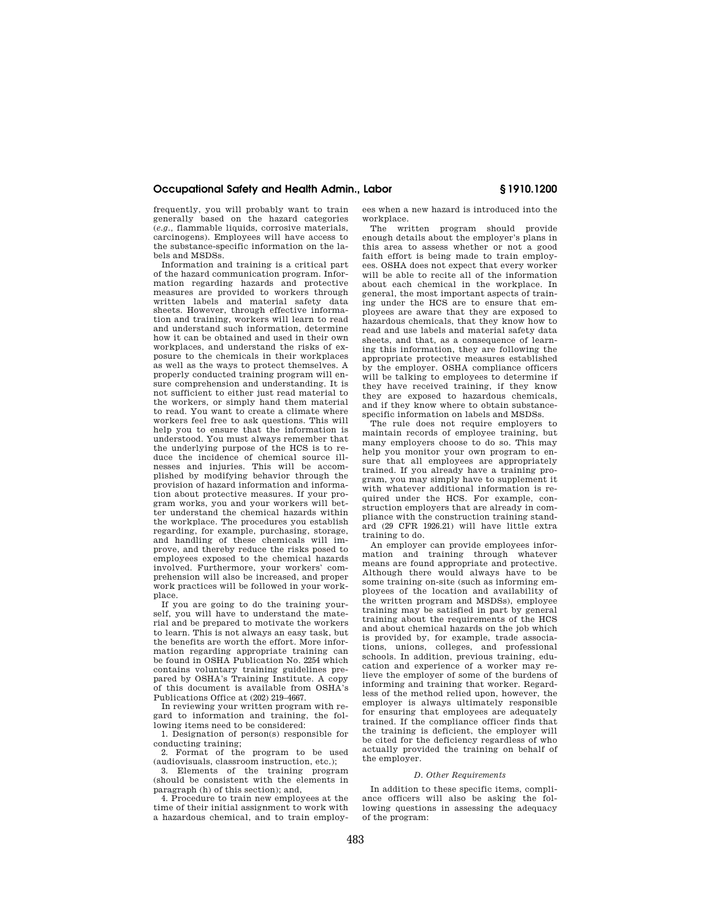frequently, you will probably want to train generally based on the hazard categories (*e.g.*, flammable liquids, corrosive materials, carcinogens). Employees will have access to the substance-specific information on the labels and MSDSs.

Information and training is a critical part of the hazard communication program. Information regarding hazards and protective measures are provided to workers through written labels and material safety data sheets. However, through effective information and training, workers will learn to read and understand such information, determine how it can be obtained and used in their own workplaces, and understand the risks of exposure to the chemicals in their workplaces as well as the ways to protect themselves. A properly conducted training program will ensure comprehension and understanding. It is not sufficient to either just read material to the workers, or simply hand them material to read. You want to create a climate where workers feel free to ask questions. This will help you to ensure that the information is understood. You must always remember that the underlying purpose of the HCS is to reduce the incidence of chemical source illnesses and injuries. This will be accomplished by modifying behavior through the provision of hazard information and information about protective measures. If your program works, you and your workers will better understand the chemical hazards within the workplace. The procedures you establish regarding, for example, purchasing, storage, and handling of these chemicals will improve, and thereby reduce the risks posed to employees exposed to the chemical hazards involved. Furthermore, your workers' comprehension will also be increased, and proper work practices will be followed in your workplace.

If you are going to do the training yourself, you will have to understand the material and be prepared to motivate the workers to learn. This is not always an easy task, but the benefits are worth the effort. More information regarding appropriate training can be found in OSHA Publication No. 2254 which contains voluntary training guidelines prepared by OSHA's Training Institute. A copy of this document is available from OSHA's Publications Office at (202) 219–4667.

In reviewing your written program with regard to information and training, the following items need to be considered:

1. Designation of person(s) responsible for conducting training;
2. Format of the program to be used (audiovisuals, classroom instruction, etc.);
3. Elements of the training program (should be consistent with the elements in paragraph (h) of this section); and,
4. Procedure to train new employees at the time of their initial assignment to work with a hazardous chemical, and to train employees when a new hazard is introduced into the workplace.

The written program should provide enough details about the employer's plans in this area to assess whether or not a good faith effort is being made to train employees. OSHA does not expect that every worker will be able to recite all of the information about each chemical in the workplace. In general, the most important aspects of training under the HCS are to ensure that employees are aware that they are exposed to hazardous chemicals, that they know how to read and use labels and material safety data sheets, and that, as a consequence of learning this information, they are following the appropriate protective measures established by the employer. OSHA compliance officers will be talking to employees to determine if they have received training, if they know they are exposed to hazardous chemicals, and if they know where to obtain substance-specific information on labels and MSDSs.

The rule does not require employers to maintain records of employee training, but many employers choose to do so. This may help you monitor your own program to ensure that all employees are appropriately trained. If you already have a training program, you may simply have to supplement it with whatever additional information is required under the HCS. For example, construction employers that are already in compliance with the construction training standard (29 CFR 1926.21) will have little extra training to do.

An employer can provide employees information and training through whatever means are found appropriate and protective. Although there would always have to be some training on-site (such as informing employees of the location and availability of the written program and MSDSs), employee training may be satisfied in part by general training about the requirements of the HCS and about chemical hazards on the job which is provided by, for example, trade associations, unions, colleges, and professional schools. In addition, previous training, education and experience of a worker may relieve the employer of some of the burdens of informing and training that worker. Regardless of the method relied upon, however, the employer is always ultimately responsible for ensuring that employees are adequately trained. If the compliance officer finds that the training is deficient, the employer will be cited for the deficiency regardless of who actually provided the training on behalf of the employer.

*D. Other Requirements*

In addition to these specific items, compliance officers will also be asking the following questions in assessing the adequacy of the program: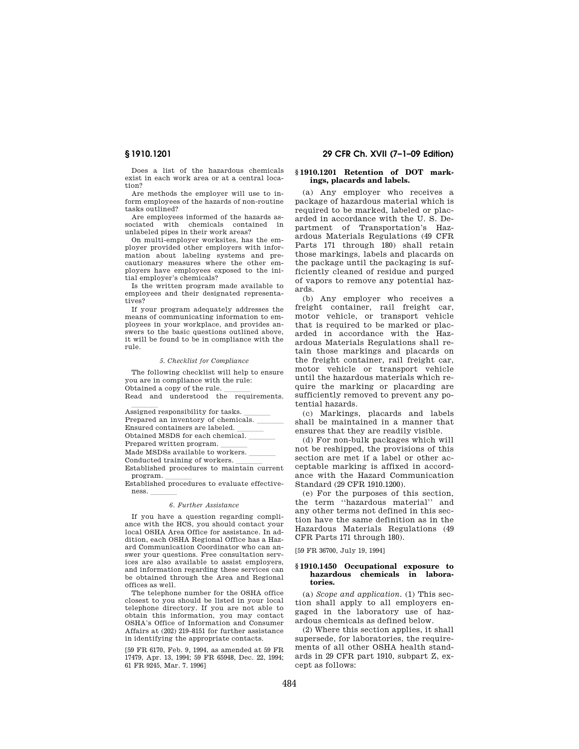Does a list of the hazardous chemicals exist in each work area or at a central location?

Are methods the employer will use to inform employees of the hazards of non-routine tasks outlined?

Are employees informed of the hazards associated with chemicals contained in unlabeled pipes in their work areas?

On multi-employer worksites, has the employer provided other employers with information about labeling systems and precautionary measures where the other employers have employees exposed to the initial employer's chemicals?

Is the written program made available to employees and their designated representatives?

If your program adequately addresses the means of communicating information to employees in your workplace, and provides answers to the basic questions outlined above, it will be found to be in compliance with the rule.

*5. Checklist for Compliance*

The following checklist will help to ensure you are in compliance with the rule:

Obtained a copy of the rule. _______

Read and understood the requirements. _______

Assigned responsibility for tasks. _______

Prepared an inventory of chemicals. _______

Ensured containers are labeled. _______

Obtained MSDS for each chemical. _______

Prepared written program. _______

Made MSDSs available to workers. _______

Conducted training of workers. _______

Established procedures to maintain current program. _______

Established procedures to evaluate effectiveness. _______

*6. Further Assistance*

If you have a question regarding compliance with the HCS, you should contact your local OSHA Area Office for assistance. In addition, each OSHA Regional Office has a Hazard Communication Coordinator who can answer your questions. Free consultation services are also available to assist employers, and information regarding these services can be obtained through the Area and Regional offices as well.

The telephone number for the OSHA office closest to you should be listed in your local telephone directory. If you are not able to obtain this information, you may contact OSHA's Office of Information and Consumer Affairs at (202) 219–8151 for further assistance in identifying the appropriate contacts.

[59 FR 6170, Feb. 9, 1994, as amended at 59 FR 17479, Apr. 13, 1994; 59 FR 65948, Dec. 22, 1994; 61 FR 9245, Mar. 7. 1996]

## § 1910.1201 Retention of DOT markings, placards and labels.

(a) Any employer who receives a package of hazardous material which is required to be marked, labeled or placarded in accordance with the U. S. Department of Transportation's Hazardous Materials Regulations (49 CFR Parts 171 through 180) shall retain those markings, labels and placards on the package until the packaging is sufficiently cleaned of residue and purged of vapors to remove any potential hazards.

(b) Any employer who receives a freight container, rail freight car, motor vehicle, or transport vehicle that is required to be marked or placarded in accordance with the Hazardous Materials Regulations shall retain those markings and placards on the freight container, rail freight car, motor vehicle or transport vehicle until the hazardous materials which require the marking or placarding are sufficiently removed to prevent any potential hazards.

(c) Markings, placards and labels shall be maintained in a manner that ensures that they are readily visible.

(d) For non-bulk packages which will not be reshipped, the provisions of this section are met if a label or other acceptable marking is affixed in accordance with the Hazard Communication Standard (29 CFR 1910.1200).

(e) For the purposes of this section, the term ''hazardous material'' and any other terms not defined in this section have the same definition as in the Hazardous Materials Regulations (49 CFR Parts 171 through 180).

[59 FR 36700, July 19, 1994]

## § 1910.1450 Occupational exposure to hazardous chemicals in laboratories.

(a) *Scope and application.* (1) This section shall apply to all employers engaged in the laboratory use of hazardous chemicals as defined below.

(2) Where this section applies, it shall supersede, for laboratories, the requirements of all other OSHA health standards in 29 CFR part 1910, subpart Z, except as follows: